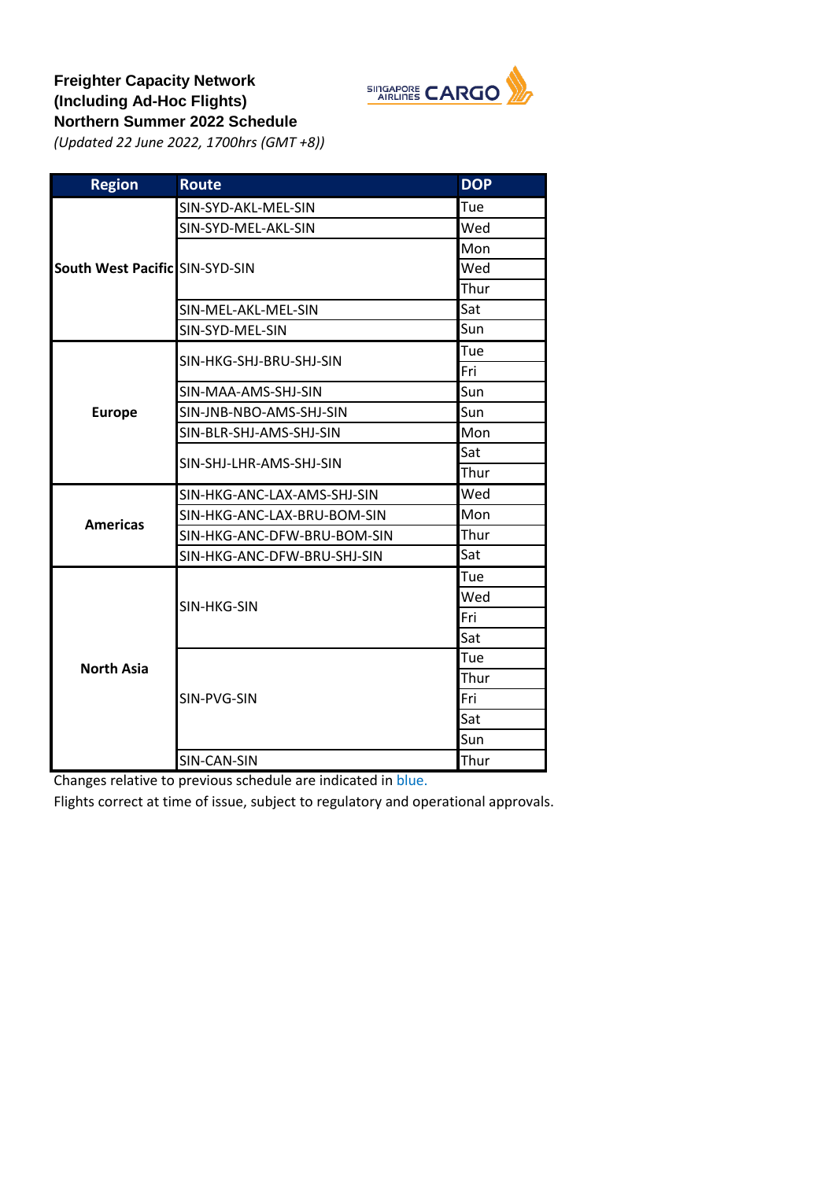**Freighter Capacity Network**
**(Including Ad-Hoc Flights)**
**Northern Summer 2022 Schedule**
*(Updated 22 June 2022, 1700hrs (GMT +8))*

| Region | Route | DOP |
|---|---|---|
| South West Pacific | SIN-SYD-AKL-MEL-SIN | Tue |
| | SIN-SYD-MEL-AKL-SIN | Wed |
| | SIN-SYD-SIN | Mon |
| | | Wed |
| | | Thur |
| | SIN-MEL-AKL-MEL-SIN | Sat |
| | SIN-SYD-MEL-SIN | Sun |
| Europe | SIN-HKG-SHJ-BRU-SHJ-SIN | Tue |
| | | Fri |
| | SIN-MAA-AMS-SHJ-SIN | Sun |
| | SIN-JNB-NBO-AMS-SHJ-SIN | Sun |
| | SIN-BLR-SHJ-AMS-SHJ-SIN | Mon |
| | SIN-SHJ-LHR-AMS-SHJ-SIN | Sat |
| | | Thur |
| Americas | SIN-HKG-ANC-LAX-AMS-SHJ-SIN | Wed |
| | SIN-HKG-ANC-LAX-BRU-BOM-SIN | Mon |
| | SIN-HKG-ANC-DFW-BRU-BOM-SIN | Thur |
| | SIN-HKG-ANC-DFW-BRU-SHJ-SIN | Sat |
| North Asia | SIN-HKG-SIN | Tue |
| | | Wed |
| | | Fri |
| | | Sat |
| | SIN-PVG-SIN | Tue |
| | | Thur |
| | | Fri |
| | | Sat |
| | | Sun |
| | SIN-CAN-SIN | Thur |

Changes relative to previous schedule are indicated in blue.

Flights correct at time of issue, subject to regulatory and operational approvals.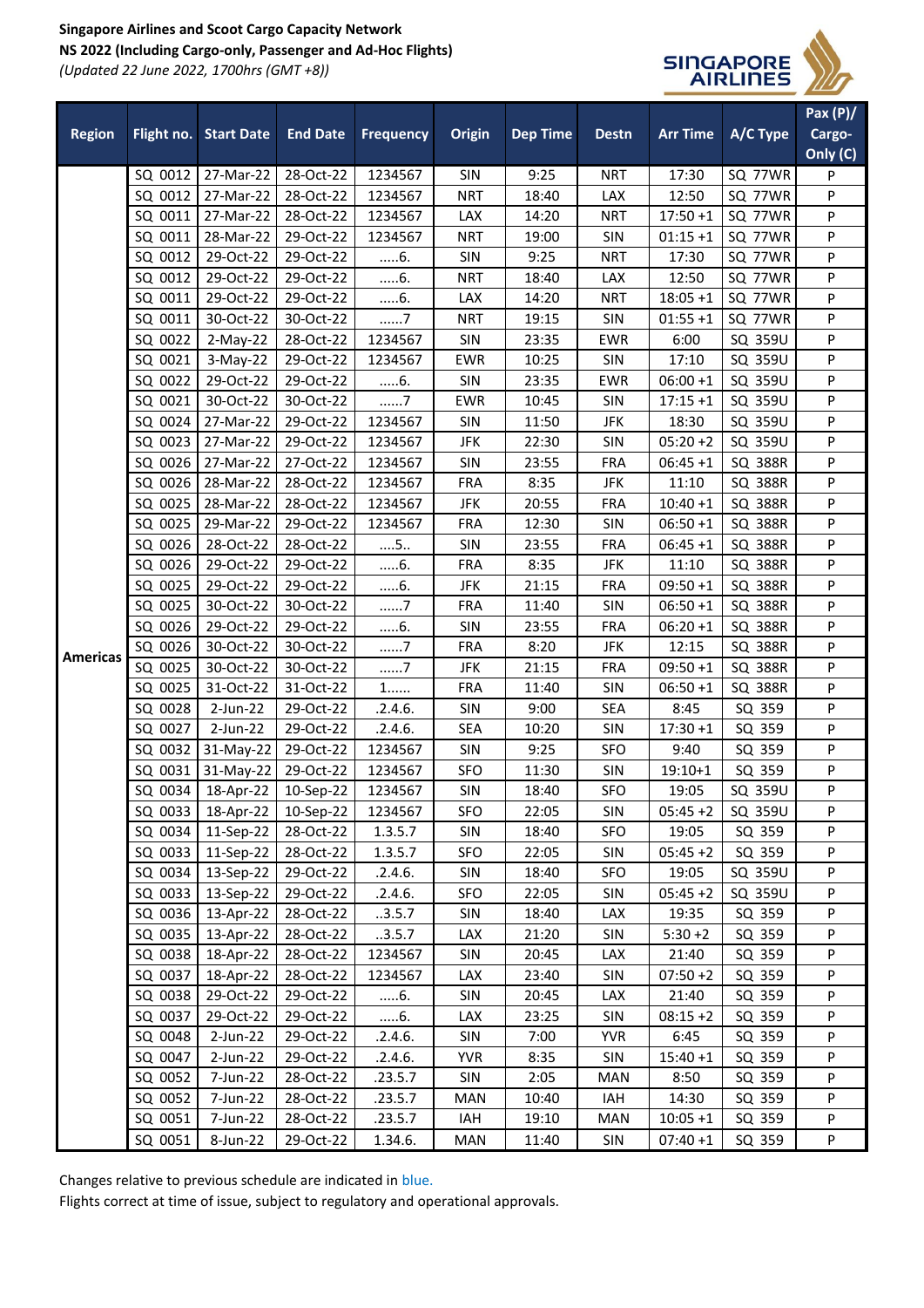**Singapore Airlines and Scoot Cargo Capacity Network**
**NS 2022 (Including Cargo-only, Passenger and Ad-Hoc Flights)**
*(Updated 22 June 2022, 1700hrs (GMT +8))*

| Region | Flight no. | Start Date | End Date | Frequency | Origin | Dep Time | Destn | Arr Time | A/C Type | Pax (P)/ Cargo-Only (C) |
|---|---|---|---|---|---|---|---|---|---|---|
| Americas | SQ 0012 | 27-Mar-22 | 28-Oct-22 | 1234567 | SIN | 9:25 | NRT | 17:30 | SQ 77WR | P |
| | SQ 0012 | 27-Mar-22 | 28-Oct-22 | 1234567 | NRT | 18:40 | LAX | 12:50 | SQ 77WR | P |
| | SQ 0011 | 27-Mar-22 | 28-Oct-22 | 1234567 | LAX | 14:20 | NRT | 17:50 +1 | SQ 77WR | P |
| | SQ 0011 | 28-Mar-22 | 29-Oct-22 | 1234567 | NRT | 19:00 | SIN | 01:15 +1 | SQ 77WR | P |
| | SQ 0012 | 29-Oct-22 | 29-Oct-22 | .....6. | SIN | 9:25 | NRT | 17:30 | SQ 77WR | P |
| | SQ 0012 | 29-Oct-22 | 29-Oct-22 | .....6. | NRT | 18:40 | LAX | 12:50 | SQ 77WR | P |
| | SQ 0011 | 29-Oct-22 | 29-Oct-22 | .....6. | LAX | 14:20 | NRT | 18:05 +1 | SQ 77WR | P |
| | SQ 0011 | 30-Oct-22 | 30-Oct-22 | ......7 | NRT | 19:15 | SIN | 01:55 +1 | SQ 77WR | P |
| | SQ 0022 | 2-May-22 | 28-Oct-22 | 1234567 | SIN | 23:35 | EWR | 6:00 | SQ 359U | P |
| | SQ 0021 | 3-May-22 | 29-Oct-22 | 1234567 | EWR | 10:25 | SIN | 17:10 | SQ 359U | P |
| | SQ 0022 | 29-Oct-22 | 29-Oct-22 | .....6. | SIN | 23:35 | EWR | 06:00 +1 | SQ 359U | P |
| | SQ 0021 | 30-Oct-22 | 30-Oct-22 | ......7 | EWR | 10:45 | SIN | 17:15 +1 | SQ 359U | P |
| | SQ 0024 | 27-Mar-22 | 29-Oct-22 | 1234567 | SIN | 11:50 | JFK | 18:30 | SQ 359U | P |
| | SQ 0023 | 27-Mar-22 | 29-Oct-22 | 1234567 | JFK | 22:30 | SIN | 05:20 +2 | SQ 359U | P |
| | SQ 0026 | 27-Mar-22 | 27-Oct-22 | 1234567 | SIN | 23:55 | FRA | 06:45 +1 | SQ 388R | P |
| | SQ 0026 | 28-Mar-22 | 28-Oct-22 | 1234567 | FRA | 8:35 | JFK | 11:10 | SQ 388R | P |
| | SQ 0025 | 28-Mar-22 | 28-Oct-22 | 1234567 | JFK | 20:55 | FRA | 10:40 +1 | SQ 388R | P |
| | SQ 0025 | 29-Mar-22 | 29-Oct-22 | 1234567 | FRA | 12:30 | SIN | 06:50 +1 | SQ 388R | P |
| | SQ 0026 | 28-Oct-22 | 28-Oct-22 | ....5.. | SIN | 23:55 | FRA | 06:45 +1 | SQ 388R | P |
| | SQ 0026 | 29-Oct-22 | 29-Oct-22 | .....6. | FRA | 8:35 | JFK | 11:10 | SQ 388R | P |
| | SQ 0025 | 29-Oct-22 | 29-Oct-22 | .....6. | JFK | 21:15 | FRA | 09:50 +1 | SQ 388R | P |
| | SQ 0025 | 30-Oct-22 | 30-Oct-22 | ......7 | FRA | 11:40 | SIN | 06:50 +1 | SQ 388R | P |
| | SQ 0026 | 29-Oct-22 | 29-Oct-22 | .....6. | SIN | 23:55 | FRA | 06:20 +1 | SQ 388R | P |
| | SQ 0026 | 30-Oct-22 | 30-Oct-22 | ......7 | FRA | 8:20 | JFK | 12:15 | SQ 388R | P |
| | SQ 0025 | 30-Oct-22 | 30-Oct-22 | ......7 | JFK | 21:15 | FRA | 09:50 +1 | SQ 388R | P |
| | SQ 0025 | 31-Oct-22 | 31-Oct-22 | 1...... | FRA | 11:40 | SIN | 06:50 +1 | SQ 388R | P |
| | SQ 0028 | 2-Jun-22 | 29-Oct-22 | .2.4.6. | SIN | 9:00 | SEA | 8:45 | SQ 359 | P |
| | SQ 0027 | 2-Jun-22 | 29-Oct-22 | .2.4.6. | SEA | 10:20 | SIN | 17:30 +1 | SQ 359 | P |
| | SQ 0032 | 31-May-22 | 29-Oct-22 | 1234567 | SIN | 9:25 | SFO | 9:40 | SQ 359 | P |
| | SQ 0031 | 31-May-22 | 29-Oct-22 | 1234567 | SFO | 11:30 | SIN | 19:10+1 | SQ 359 | P |
| | SQ 0034 | 18-Apr-22 | 10-Sep-22 | 1234567 | SIN | 18:40 | SFO | 19:05 | SQ 359U | P |
| | SQ 0033 | 18-Apr-22 | 10-Sep-22 | 1234567 | SFO | 22:05 | SIN | 05:45 +2 | SQ 359U | P |
| | SQ 0034 | 11-Sep-22 | 28-Oct-22 | 1.3.5.7 | SIN | 18:40 | SFO | 19:05 | SQ 359 | P |
| | SQ 0033 | 11-Sep-22 | 28-Oct-22 | 1.3.5.7 | SFO | 22:05 | SIN | 05:45 +2 | SQ 359 | P |
| | SQ 0034 | 13-Sep-22 | 29-Oct-22 | .2.4.6. | SIN | 18:40 | SFO | 19:05 | SQ 359U | P |
| | SQ 0033 | 13-Sep-22 | 29-Oct-22 | .2.4.6. | SFO | 22:05 | SIN | 05:45 +2 | SQ 359U | P |
| | SQ 0036 | 13-Apr-22 | 28-Oct-22 | ..3.5.7 | SIN | 18:40 | LAX | 19:35 | SQ 359 | P |
| | SQ 0035 | 13-Apr-22 | 28-Oct-22 | ..3.5.7 | LAX | 21:20 | SIN | 5:30 +2 | SQ 359 | P |
| | SQ 0038 | 18-Apr-22 | 28-Oct-22 | 1234567 | SIN | 20:45 | LAX | 21:40 | SQ 359 | P |
| | SQ 0037 | 18-Apr-22 | 28-Oct-22 | 1234567 | LAX | 23:40 | SIN | 07:50 +2 | SQ 359 | P |
| | SQ 0038 | 29-Oct-22 | 29-Oct-22 | .....6. | SIN | 20:45 | LAX | 21:40 | SQ 359 | P |
| | SQ 0037 | 29-Oct-22 | 29-Oct-22 | .....6. | LAX | 23:25 | SIN | 08:15 +2 | SQ 359 | P |
| | SQ 0048 | 2-Jun-22 | 29-Oct-22 | .2.4.6. | SIN | 7:00 | YVR | 6:45 | SQ 359 | P |
| | SQ 0047 | 2-Jun-22 | 29-Oct-22 | .2.4.6. | YVR | 8:35 | SIN | 15:40 +1 | SQ 359 | P |
| | SQ 0052 | 7-Jun-22 | 28-Oct-22 | .23.5.7 | SIN | 2:05 | MAN | 8:50 | SQ 359 | P |
| | SQ 0052 | 7-Jun-22 | 28-Oct-22 | .23.5.7 | MAN | 10:40 | IAH | 14:30 | SQ 359 | P |
| | SQ 0051 | 7-Jun-22 | 28-Oct-22 | .23.5.7 | IAH | 19:10 | MAN | 10:05 +1 | SQ 359 | P |
| | SQ 0051 | 8-Jun-22 | 29-Oct-22 | 1.34.6. | MAN | 11:40 | SIN | 07:40 +1 | SQ 359 | P |

Changes relative to previous schedule are indicated in blue.

Flights correct at time of issue, subject to regulatory and operational approvals.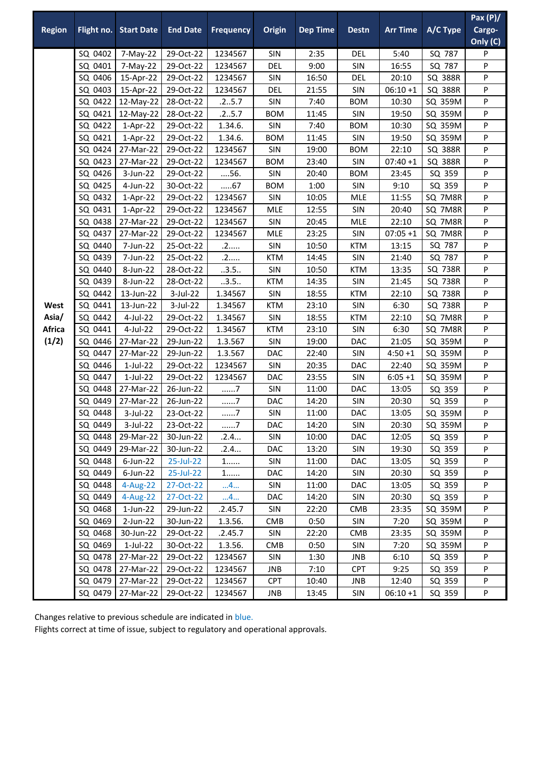| Region | Flight no. | Start Date | End Date | Frequency | Origin | Dep Time | Destn | Arr Time | A/C Type | Pax (P)/ Cargo-Only (C) |
|---|---|---|---|---|---|---|---|---|---|---|
| West Asia/ Africa (1/2) | SQ 0402 | 7-May-22 | 29-Oct-22 | 1234567 | SIN | 2:35 | DEL | 5:40 | SQ 787 | P |
| | SQ 0401 | 7-May-22 | 29-Oct-22 | 1234567 | DEL | 9:00 | SIN | 16:55 | SQ 787 | P |
| | SQ 0406 | 15-Apr-22 | 29-Oct-22 | 1234567 | SIN | 16:50 | DEL | 20:10 | SQ 388R | P |
| | SQ 0403 | 15-Apr-22 | 29-Oct-22 | 1234567 | DEL | 21:55 | SIN | 06:10 +1 | SQ 388R | P |
| | SQ 0422 | 12-May-22 | 28-Oct-22 | .2..5.7 | SIN | 7:40 | BOM | 10:30 | SQ 359M | P |
| | SQ 0421 | 12-May-22 | 28-Oct-22 | .2..5.7 | BOM | 11:45 | SIN | 19:50 | SQ 359M | P |
| | SQ 0422 | 1-Apr-22 | 29-Oct-22 | 1.34.6. | SIN | 7:40 | BOM | 10:30 | SQ 359M | P |
| | SQ 0421 | 1-Apr-22 | 29-Oct-22 | 1.34.6. | BOM | 11:45 | SIN | 19:50 | SQ 359M | P |
| | SQ 0424 | 27-Mar-22 | 29-Oct-22 | 1234567 | SIN | 19:00 | BOM | 22:10 | SQ 388R | P |
| | SQ 0423 | 27-Mar-22 | 29-Oct-22 | 1234567 | BOM | 23:40 | SIN | 07:40 +1 | SQ 388R | P |
| | SQ 0426 | 3-Jun-22 | 29-Oct-22 | .....56. | SIN | 20:40 | BOM | 23:45 | SQ 359 | P |
| | SQ 0425 | 4-Jun-22 | 30-Oct-22 | .....67 | BOM | 1:00 | SIN | 9:10 | SQ 359 | P |
| | SQ 0432 | 1-Apr-22 | 29-Oct-22 | 1234567 | SIN | 10:05 | MLE | 11:55 | SQ 7M8R | P |
| | SQ 0431 | 1-Apr-22 | 29-Oct-22 | 1234567 | MLE | 12:55 | SIN | 20:40 | SQ 7M8R | P |
| | SQ 0438 | 27-Mar-22 | 29-Oct-22 | 1234567 | SIN | 20:45 | MLE | 22:10 | SQ 7M8R | P |
| | SQ 0437 | 27-Mar-22 | 29-Oct-22 | 1234567 | MLE | 23:25 | SIN | 07:05 +1 | SQ 7M8R | P |
| | SQ 0440 | 7-Jun-22 | 25-Oct-22 | .2..... | SIN | 10:50 | KTM | 13:15 | SQ 787 | P |
| | SQ 0439 | 7-Jun-22 | 25-Oct-22 | .2..... | KTM | 14:45 | SIN | 21:40 | SQ 787 | P |
| | SQ 0440 | 8-Jun-22 | 28-Oct-22 | ..3.5.. | SIN | 10:50 | KTM | 13:35 | SQ 738R | P |
| | SQ 0439 | 8-Jun-22 | 28-Oct-22 | ..3.5.. | KTM | 14:35 | SIN | 21:45 | SQ 738R | P |
| | SQ 0442 | 13-Jun-22 | 3-Jul-22 | 1.34567 | SIN | 18:55 | KTM | 22:10 | SQ 738R | P |
| | SQ 0441 | 13-Jun-22 | 3-Jul-22 | 1.34567 | KTM | 23:10 | SIN | 6:30 | SQ 738R | P |
| | SQ 0442 | 4-Jul-22 | 29-Oct-22 | 1.34567 | SIN | 18:55 | KTM | 22:10 | SQ 7M8R | P |
| | SQ 0441 | 4-Jul-22 | 29-Oct-22 | 1.34567 | KTM | 23:10 | SIN | 6:30 | SQ 7M8R | P |
| | SQ 0446 | 27-Mar-22 | 29-Jun-22 | 1.3.567 | SIN | 19:00 | DAC | 21:05 | SQ 359M | P |
| | SQ 0447 | 27-Mar-22 | 29-Jun-22 | 1.3.567 | DAC | 22:40 | SIN | 4:50 +1 | SQ 359M | P |
| | SQ 0446 | 1-Jul-22 | 29-Oct-22 | 1234567 | SIN | 20:35 | DAC | 22:40 | SQ 359M | P |
| | SQ 0447 | 1-Jul-22 | 29-Oct-22 | 1234567 | DAC | 23:55 | SIN | 6:05 +1 | SQ 359M | P |
| | SQ 0448 | 27-Mar-22 | 26-Jun-22 | ......7 | SIN | 11:00 | DAC | 13:05 | SQ 359 | P |
| | SQ 0449 | 27-Mar-22 | 26-Jun-22 | ......7 | DAC | 14:20 | SIN | 20:30 | SQ 359 | P |
| | SQ 0448 | 3-Jul-22 | 23-Oct-22 | ......7 | SIN | 11:00 | DAC | 13:05 | SQ 359M | P |
| | SQ 0449 | 3-Jul-22 | 23-Oct-22 | ......7 | DAC | 14:20 | SIN | 20:30 | SQ 359M | P |
| | SQ 0448 | 29-Mar-22 | 30-Jun-22 | .2.4... | SIN | 10:00 | DAC | 12:05 | SQ 359 | P |
| | SQ 0449 | 29-Mar-22 | 30-Jun-22 | .2.4... | DAC | 13:20 | SIN | 19:30 | SQ 359 | P |
| | SQ 0448 | 6-Jun-22 | 25-Jul-22 | 1...... | SIN | 11:00 | DAC | 13:05 | SQ 359 | P |
| | SQ 0449 | 6-Jun-22 | 25-Jul-22 | 1...... | DAC | 14:20 | SIN | 20:30 | SQ 359 | P |
| | SQ 0448 | 4-Aug-22 | 27-Oct-22 | ...4... | SIN | 11:00 | DAC | 13:05 | SQ 359 | P |
| | SQ 0449 | 4-Aug-22 | 27-Oct-22 | ...4... | DAC | 14:20 | SIN | 20:30 | SQ 359 | P |
| | SQ 0468 | 1-Jun-22 | 29-Jun-22 | .2.45.7 | SIN | 22:20 | CMB | 23:35 | SQ 359M | P |
| | SQ 0469 | 2-Jun-22 | 30-Jun-22 | 1.3.56. | CMB | 0:50 | SIN | 7:20 | SQ 359M | P |
| | SQ 0468 | 30-Jun-22 | 29-Oct-22 | .2.45.7 | SIN | 22:20 | CMB | 23:35 | SQ 359M | P |
| | SQ 0469 | 1-Jul-22 | 30-Oct-22 | 1.3.56. | CMB | 0:50 | SIN | 7:20 | SQ 359M | P |
| | SQ 0478 | 27-Mar-22 | 29-Oct-22 | 1234567 | SIN | 1:30 | JNB | 6:10 | SQ 359 | P |
| | SQ 0478 | 27-Mar-22 | 29-Oct-22 | 1234567 | JNB | 7:10 | CPT | 9:25 | SQ 359 | P |
| | SQ 0479 | 27-Mar-22 | 29-Oct-22 | 1234567 | CPT | 10:40 | JNB | 12:40 | SQ 359 | P |
| | SQ 0479 | 27-Mar-22 | 29-Oct-22 | 1234567 | JNB | 13:45 | SIN | 06:10 +1 | SQ 359 | P |

Changes relative to previous schedule are indicated in blue.
Flights correct at time of issue, subject to regulatory and operational approvals.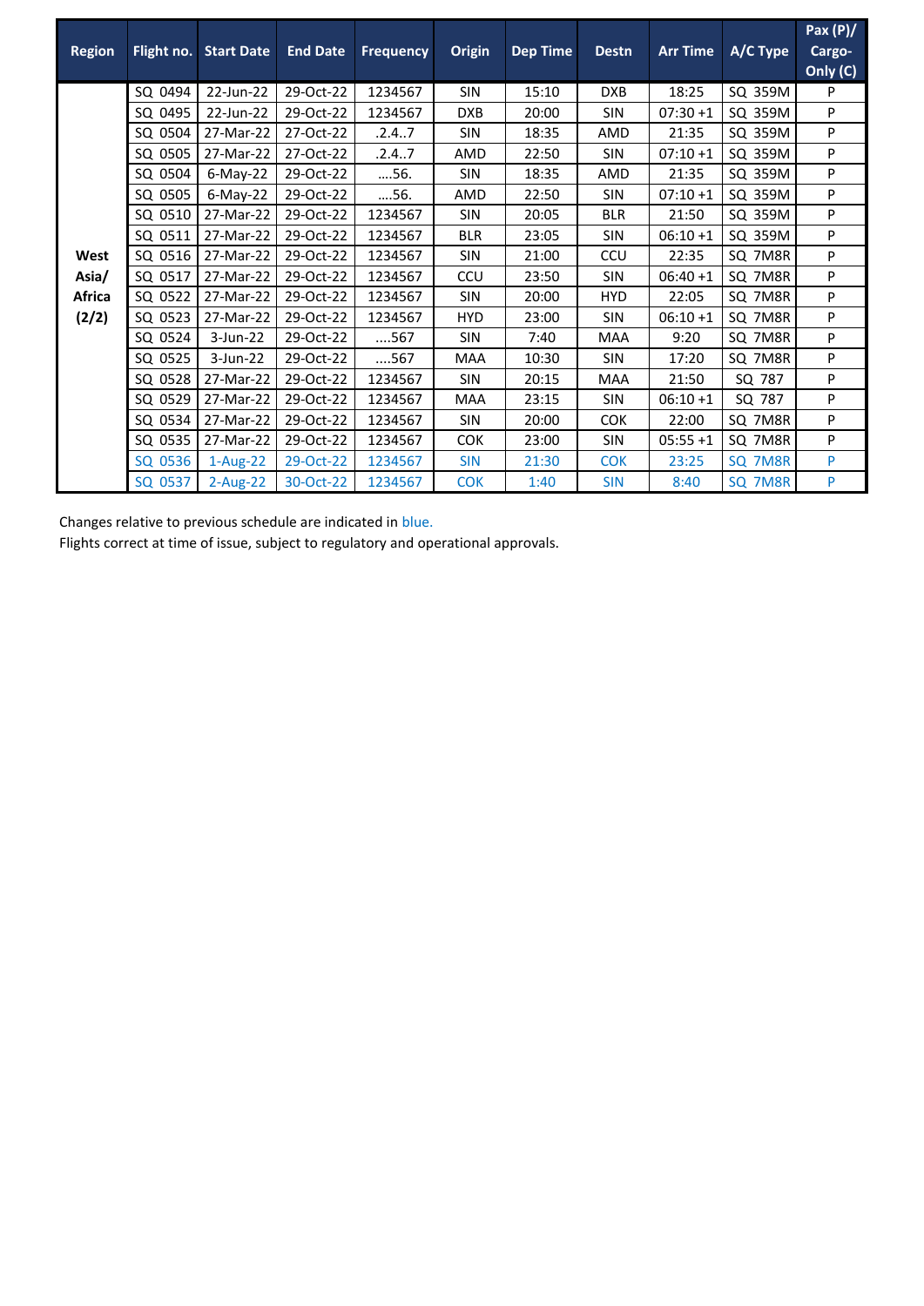| Region | Flight no. | Start Date | End Date | Frequency | Origin | Dep Time | Destn | Arr Time | A/C Type | Pax (P)/ Cargo-Only (C) |
|---|---|---|---|---|---|---|---|---|---|---|
| West Asia/ Africa (2/2) | SQ 0494 | 22-Jun-22 | 29-Oct-22 | 1234567 | SIN | 15:10 | DXB | 18:25 | SQ 359M | P |
| | SQ 0495 | 22-Jun-22 | 29-Oct-22 | 1234567 | DXB | 20:00 | SIN | 07:30 +1 | SQ 359M | P |
| | SQ 0504 | 27-Mar-22 | 27-Oct-22 | .2.4..7 | SIN | 18:35 | AMD | 21:35 | SQ 359M | P |
| | SQ 0505 | 27-Mar-22 | 27-Oct-22 | .2.4..7 | AMD | 22:50 | SIN | 07:10 +1 | SQ 359M | P |
| | SQ 0504 | 6-May-22 | 29-Oct-22 | ....56. | SIN | 18:35 | AMD | 21:35 | SQ 359M | P |
| | SQ 0505 | 6-May-22 | 29-Oct-22 | ....56. | AMD | 22:50 | SIN | 07:10 +1 | SQ 359M | P |
| | SQ 0510 | 27-Mar-22 | 29-Oct-22 | 1234567 | SIN | 20:05 | BLR | 21:50 | SQ 359M | P |
| | SQ 0511 | 27-Mar-22 | 29-Oct-22 | 1234567 | BLR | 23:05 | SIN | 06:10 +1 | SQ 359M | P |
| | SQ 0516 | 27-Mar-22 | 29-Oct-22 | 1234567 | SIN | 21:00 | CCU | 22:35 | SQ 7M8R | P |
| | SQ 0517 | 27-Mar-22 | 29-Oct-22 | 1234567 | CCU | 23:50 | SIN | 06:40 +1 | SQ 7M8R | P |
| | SQ 0522 | 27-Mar-22 | 29-Oct-22 | 1234567 | SIN | 20:00 | HYD | 22:05 | SQ 7M8R | P |
| | SQ 0523 | 27-Mar-22 | 29-Oct-22 | 1234567 | HYD | 23:00 | SIN | 06:10 +1 | SQ 7M8R | P |
| | SQ 0524 | 3-Jun-22 | 29-Oct-22 | ....567 | SIN | 7:40 | MAA | 9:20 | SQ 7M8R | P |
| | SQ 0525 | 3-Jun-22 | 29-Oct-22 | ....567 | MAA | 10:30 | SIN | 17:20 | SQ 7M8R | P |
| | SQ 0528 | 27-Mar-22 | 29-Oct-22 | 1234567 | SIN | 20:15 | MAA | 21:50 | SQ 787 | P |
| | SQ 0529 | 27-Mar-22 | 29-Oct-22 | 1234567 | MAA | 23:15 | SIN | 06:10 +1 | SQ 787 | P |
| | SQ 0534 | 27-Mar-22 | 29-Oct-22 | 1234567 | SIN | 20:00 | COK | 22:00 | SQ 7M8R | P |
| | SQ 0535 | 27-Mar-22 | 29-Oct-22 | 1234567 | COK | 23:00 | SIN | 05:55 +1 | SQ 7M8R | P |
| | SQ 0536 | 1-Aug-22 | 29-Oct-22 | 1234567 | SIN | 21:30 | COK | 23:25 | SQ 7M8R | P |
| | SQ 0537 | 2-Aug-22 | 30-Oct-22 | 1234567 | COK | 1:40 | SIN | 8:40 | SQ 7M8R | P |

Changes relative to previous schedule are indicated in blue.

Flights correct at time of issue, subject to regulatory and operational approvals.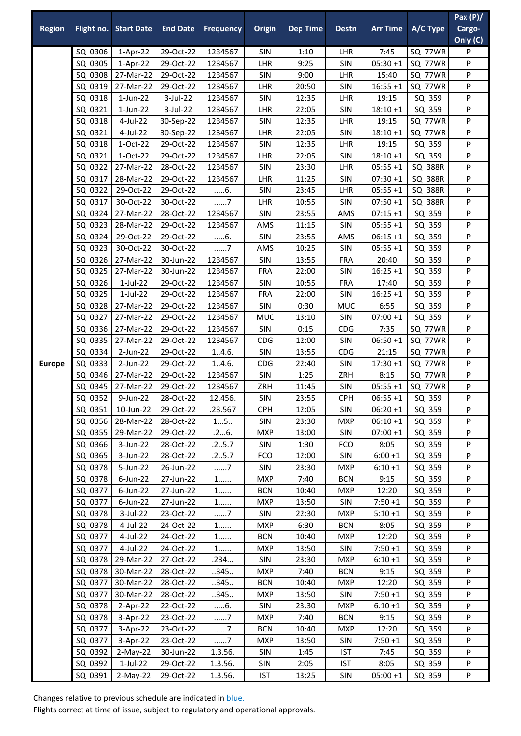| Region | Flight no. | Start Date | End Date | Frequency | Origin | Dep Time | Destn | Arr Time | A/C Type | Pax (P)/ Cargo-Only (C) |
|---|---|---|---|---|---|---|---|---|---|---|
| Europe | SQ 0306 | 1-Apr-22 | 29-Oct-22 | 1234567 | SIN | 1:10 | LHR | 7:45 | SQ 77WR | P |
| | SQ 0305 | 1-Apr-22 | 29-Oct-22 | 1234567 | LHR | 9:25 | SIN | 05:30 +1 | SQ 77WR | P |
| | SQ 0308 | 27-Mar-22 | 29-Oct-22 | 1234567 | SIN | 9:00 | LHR | 15:40 | SQ 77WR | P |
| | SQ 0319 | 27-Mar-22 | 29-Oct-22 | 1234567 | LHR | 20:50 | SIN | 16:55 +1 | SQ 77WR | P |
| | SQ 0318 | 1-Jun-22 | 3-Jul-22 | 1234567 | SIN | 12:35 | LHR | 19:15 | SQ 359 | P |
| | SQ 0321 | 1-Jun-22 | 3-Jul-22 | 1234567 | LHR | 22:05 | SIN | 18:10 +1 | SQ 359 | P |
| | SQ 0318 | 4-Jul-22 | 30-Sep-22 | 1234567 | SIN | 12:35 | LHR | 19:15 | SQ 77WR | P |
| | SQ 0321 | 4-Jul-22 | 30-Sep-22 | 1234567 | LHR | 22:05 | SIN | 18:10 +1 | SQ 77WR | P |
| | SQ 0318 | 1-Oct-22 | 29-Oct-22 | 1234567 | SIN | 12:35 | LHR | 19:15 | SQ 359 | P |
| | SQ 0321 | 1-Oct-22 | 29-Oct-22 | 1234567 | LHR | 22:05 | SIN | 18:10 +1 | SQ 359 | P |
| | SQ 0322 | 27-Mar-22 | 28-Oct-22 | 1234567 | SIN | 23:30 | LHR | 05:55 +1 | SQ 388R | P |
| | SQ 0317 | 28-Mar-22 | 29-Oct-22 | 1234567 | LHR | 11:25 | SIN | 07:30 +1 | SQ 388R | P |
| | SQ 0322 | 29-Oct-22 | 29-Oct-22 | .....6. | SIN | 23:45 | LHR | 05:55 +1 | SQ 388R | P |
| | SQ 0317 | 30-Oct-22 | 30-Oct-22 | ......7 | LHR | 10:55 | SIN | 07:50 +1 | SQ 388R | P |
| | SQ 0324 | 27-Mar-22 | 28-Oct-22 | 1234567 | SIN | 23:55 | AMS | 07:15 +1 | SQ 359 | P |
| | SQ 0323 | 28-Mar-22 | 29-Oct-22 | 1234567 | AMS | 11:15 | SIN | 05:55 +1 | SQ 359 | P |
| | SQ 0324 | 29-Oct-22 | 29-Oct-22 | .....6. | SIN | 23:55 | AMS | 06:15 +1 | SQ 359 | P |
| | SQ 0323 | 30-Oct-22 | 30-Oct-22 | ......7 | AMS | 10:25 | SIN | 05:55 +1 | SQ 359 | P |
| | SQ 0326 | 27-Mar-22 | 30-Jun-22 | 1234567 | SIN | 13:55 | FRA | 20:40 | SQ 359 | P |
| | SQ 0325 | 27-Mar-22 | 30-Jun-22 | 1234567 | FRA | 22:00 | SIN | 16:25 +1 | SQ 359 | P |
| | SQ 0326 | 1-Jul-22 | 29-Oct-22 | 1234567 | SIN | 10:55 | FRA | 17:40 | SQ 359 | P |
| | SQ 0325 | 1-Jul-22 | 29-Oct-22 | 1234567 | FRA | 22:00 | SIN | 16:25 +1 | SQ 359 | P |
| | SQ 0328 | 27-Mar-22 | 29-Oct-22 | 1234567 | SIN | 0:30 | MUC | 6:55 | SQ 359 | P |
| | SQ 0327 | 27-Mar-22 | 29-Oct-22 | 1234567 | MUC | 13:10 | SIN | 07:00 +1 | SQ 359 | P |
| | SQ 0336 | 27-Mar-22 | 29-Oct-22 | 1234567 | SIN | 0:15 | CDG | 7:35 | SQ 77WR | P |
| | SQ 0335 | 27-Mar-22 | 29-Oct-22 | 1234567 | CDG | 12:00 | SIN | 06:50 +1 | SQ 77WR | P |
| | SQ 0334 | 2-Jun-22 | 29-Oct-22 | 1..4.6. | SIN | 13:55 | CDG | 21:15 | SQ 77WR | P |
| | SQ 0333 | 2-Jun-22 | 29-Oct-22 | 1..4.6. | CDG | 22:40 | SIN | 17:30 +1 | SQ 77WR | P |
| | SQ 0346 | 27-Mar-22 | 29-Oct-22 | 1234567 | SIN | 1:25 | ZRH | 8:15 | SQ 77WR | P |
| | SQ 0345 | 27-Mar-22 | 29-Oct-22 | 1234567 | ZRH | 11:45 | SIN | 05:55 +1 | SQ 77WR | P |
| | SQ 0352 | 9-Jun-22 | 28-Oct-22 | 12.456. | SIN | 23:55 | CPH | 06:55 +1 | SQ 359 | P |
| | SQ 0351 | 10-Jun-22 | 29-Oct-22 | .23.567 | CPH | 12:05 | SIN | 06:20 +1 | SQ 359 | P |
| | SQ 0356 | 28-Mar-22 | 28-Oct-22 | 1...5.. | SIN | 23:30 | MXP | 06:10 +1 | SQ 359 | P |
| | SQ 0355 | 29-Mar-22 | 29-Oct-22 | .2...6. | MXP | 13:00 | SIN | 07:00 +1 | SQ 359 | P |
| | SQ 0366 | 3-Jun-22 | 28-Oct-22 | .2..5.7 | SIN | 1:30 | FCO | 8:05 | SQ 359 | P |
| | SQ 0365 | 3-Jun-22 | 28-Oct-22 | .2..5.7 | FCO | 12:00 | SIN | 6:00 +1 | SQ 359 | P |
| | SQ 0378 | 5-Jun-22 | 26-Jun-22 | ......7 | SIN | 23:30 | MXP | 6:10 +1 | SQ 359 | P |
| | SQ 0378 | 6-Jun-22 | 27-Jun-22 | 1...... | MXP | 7:40 | BCN | 9:15 | SQ 359 | P |
| | SQ 0377 | 6-Jun-22 | 27-Jun-22 | 1...... | BCN | 10:40 | MXP | 12:20 | SQ 359 | P |
| | SQ 0377 | 6-Jun-22 | 27-Jun-22 | 1...... | MXP | 13:50 | SIN | 7:50 +1 | SQ 359 | P |
| | SQ 0378 | 3-Jul-22 | 23-Oct-22 | ......7 | SIN | 22:30 | MXP | 5:10 +1 | SQ 359 | P |
| | SQ 0378 | 4-Jul-22 | 24-Oct-22 | 1...... | MXP | 6:30 | BCN | 8:05 | SQ 359 | P |
| | SQ 0377 | 4-Jul-22 | 24-Oct-22 | 1...... | BCN | 10:40 | MXP | 12:20 | SQ 359 | P |
| | SQ 0377 | 4-Jul-22 | 24-Oct-22 | 1...... | MXP | 13:50 | SIN | 7:50 +1 | SQ 359 | P |
| | SQ 0378 | 29-Mar-22 | 27-Oct-22 | .234... | SIN | 23:30 | MXP | 6:10 +1 | SQ 359 | P |
| | SQ 0378 | 30-Mar-22 | 28-Oct-22 | ..345.. | MXP | 7:40 | BCN | 9:15 | SQ 359 | P |
| | SQ 0377 | 30-Mar-22 | 28-Oct-22 | ..345.. | BCN | 10:40 | MXP | 12:20 | SQ 359 | P |
| | SQ 0377 | 30-Mar-22 | 28-Oct-22 | ..345.. | MXP | 13:50 | SIN | 7:50 +1 | SQ 359 | P |
| | SQ 0378 | 2-Apr-22 | 22-Oct-22 | .....6. | SIN | 23:30 | MXP | 6:10 +1 | SQ 359 | P |
| | SQ 0378 | 3-Apr-22 | 23-Oct-22 | ......7 | MXP | 7:40 | BCN | 9:15 | SQ 359 | P |
| | SQ 0377 | 3-Apr-22 | 23-Oct-22 | ......7 | BCN | 10:40 | MXP | 12:20 | SQ 359 | P |
| | SQ 0377 | 3-Apr-22 | 23-Oct-22 | ......7 | MXP | 13:50 | SIN | 7:50 +1 | SQ 359 | P |
| | SQ 0392 | 2-May-22 | 30-Jun-22 | 1.3.56. | SIN | 1:45 | IST | 7:45 | SQ 359 | P |
| | SQ 0392 | 1-Jul-22 | 29-Oct-22 | 1.3.56. | SIN | 2:05 | IST | 8:05 | SQ 359 | P |
| | SQ 0391 | 2-May-22 | 29-Oct-22 | 1.3.56. | IST | 13:25 | SIN | 05:00 +1 | SQ 359 | P |

Changes relative to previous schedule are indicated in blue.
Flights correct at time of issue, subject to regulatory and operational approvals.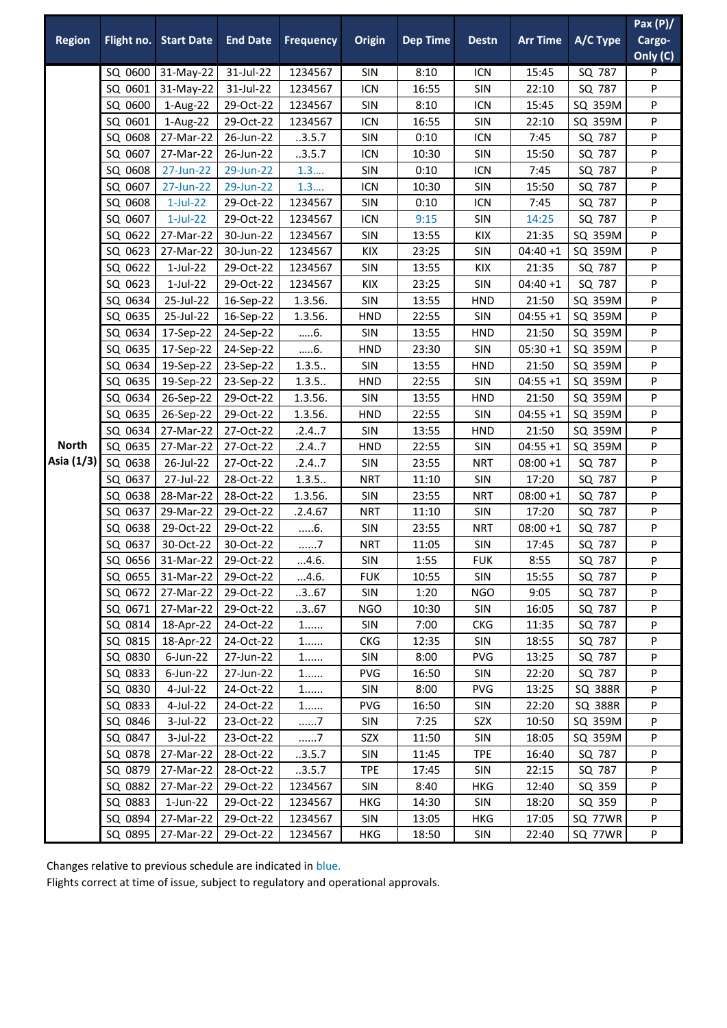| Region | Flight no. | Start Date | End Date | Frequency | Origin | Dep Time | Destn | Arr Time | A/C Type | Pax (P)/ Cargo-Only (C) |
|---|---|---|---|---|---|---|---|---|---|---|
| North Asia (1/3) | SQ 0600 | 31-May-22 | 31-Jul-22 | 1234567 | SIN | 8:10 | ICN | 15:45 | SQ 787 | P |
| | SQ 0601 | 31-May-22 | 31-Jul-22 | 1234567 | ICN | 16:55 | SIN | 22:10 | SQ 787 | P |
| | SQ 0600 | 1-Aug-22 | 29-Oct-22 | 1234567 | SIN | 8:10 | ICN | 15:45 | SQ 359M | P |
| | SQ 0601 | 1-Aug-22 | 29-Oct-22 | 1234567 | ICN | 16:55 | SIN | 22:10 | SQ 359M | P |
| | SQ 0608 | 27-Mar-22 | 26-Jun-22 | ..3.5.7 | SIN | 0:10 | ICN | 7:45 | SQ 787 | P |
| | SQ 0607 | 27-Mar-22 | 26-Jun-22 | ..3.5.7 | ICN | 10:30 | SIN | 15:50 | SQ 787 | P |
| | SQ 0608 | 27-Jun-22 | 29-Jun-22 | 1.3.... | SIN | 0:10 | ICN | 7:45 | SQ 787 | P |
| | SQ 0607 | 27-Jun-22 | 29-Jun-22 | 1.3.... | ICN | 10:30 | SIN | 15:50 | SQ 787 | P |
| | SQ 0608 | 1-Jul-22 | 29-Oct-22 | 1234567 | SIN | 0:10 | ICN | 7:45 | SQ 787 | P |
| | SQ 0607 | 1-Jul-22 | 29-Oct-22 | 1234567 | ICN | 9:15 | SIN | 14:25 | SQ 787 | P |
| | SQ 0622 | 27-Mar-22 | 30-Jun-22 | 1234567 | SIN | 13:55 | KIX | 21:35 | SQ 359M | P |
| | SQ 0623 | 27-Mar-22 | 30-Jun-22 | 1234567 | KIX | 23:25 | SIN | 04:40 +1 | SQ 359M | P |
| | SQ 0622 | 1-Jul-22 | 29-Oct-22 | 1234567 | SIN | 13:55 | KIX | 21:35 | SQ 787 | P |
| | SQ 0623 | 1-Jul-22 | 29-Oct-22 | 1234567 | KIX | 23:25 | SIN | 04:40 +1 | SQ 787 | P |
| | SQ 0634 | 25-Jul-22 | 16-Sep-22 | 1.3.56. | SIN | 13:55 | HND | 21:50 | SQ 359M | P |
| | SQ 0635 | 25-Jul-22 | 16-Sep-22 | 1.3.56. | HND | 22:55 | SIN | 04:55 +1 | SQ 359M | P |
| | SQ 0634 | 17-Sep-22 | 24-Sep-22 | .....6. | SIN | 13:55 | HND | 21:50 | SQ 359M | P |
| | SQ 0635 | 17-Sep-22 | 24-Sep-22 | .....6. | HND | 23:30 | SIN | 05:30 +1 | SQ 359M | P |
| | SQ 0634 | 19-Sep-22 | 23-Sep-22 | 1.3.5.. | SIN | 13:55 | HND | 21:50 | SQ 359M | P |
| | SQ 0635 | 19-Sep-22 | 23-Sep-22 | 1.3.5.. | HND | 22:55 | SIN | 04:55 +1 | SQ 359M | P |
| | SQ 0634 | 26-Sep-22 | 29-Oct-22 | 1.3.56. | SIN | 13:55 | HND | 21:50 | SQ 359M | P |
| | SQ 0635 | 26-Sep-22 | 29-Oct-22 | 1.3.56. | HND | 22:55 | SIN | 04:55 +1 | SQ 359M | P |
| | SQ 0634 | 27-Mar-22 | 27-Oct-22 | .2.4..7 | SIN | 13:55 | HND | 21:50 | SQ 359M | P |
| | SQ 0635 | 27-Mar-22 | 27-Oct-22 | .2.4..7 | HND | 22:55 | SIN | 04:55 +1 | SQ 359M | P |
| | SQ 0638 | 26-Jul-22 | 27-Oct-22 | .2.4..7 | SIN | 23:55 | NRT | 08:00 +1 | SQ 787 | P |
| | SQ 0637 | 27-Jul-22 | 28-Oct-22 | 1.3.5.. | NRT | 11:10 | SIN | 17:20 | SQ 787 | P |
| | SQ 0638 | 28-Mar-22 | 28-Oct-22 | 1.3.56. | SIN | 23:55 | NRT | 08:00 +1 | SQ 787 | P |
| | SQ 0637 | 29-Mar-22 | 29-Oct-22 | .2.4.67 | NRT | 11:10 | SIN | 17:20 | SQ 787 | P |
| | SQ 0638 | 29-Oct-22 | 29-Oct-22 | .....6. | SIN | 23:55 | NRT | 08:00 +1 | SQ 787 | P |
| | SQ 0637 | 30-Oct-22 | 30-Oct-22 | ......7 | NRT | 11:05 | SIN | 17:45 | SQ 787 | P |
| | SQ 0656 | 31-Mar-22 | 29-Oct-22 | ...4.6. | SIN | 1:55 | FUK | 8:55 | SQ 787 | P |
| | SQ 0655 | 31-Mar-22 | 29-Oct-22 | ...4.6. | FUK | 10:55 | SIN | 15:55 | SQ 787 | P |
| | SQ 0672 | 27-Mar-22 | 29-Oct-22 | ..3..67 | SIN | 1:20 | NGO | 9:05 | SQ 787 | P |
| | SQ 0671 | 27-Mar-22 | 29-Oct-22 | ..3..67 | NGO | 10:30 | SIN | 16:05 | SQ 787 | P |
| | SQ 0814 | 18-Apr-22 | 24-Oct-22 | 1...... | SIN | 7:00 | CKG | 11:35 | SQ 787 | P |
| | SQ 0815 | 18-Apr-22 | 24-Oct-22 | 1...... | CKG | 12:35 | SIN | 18:55 | SQ 787 | P |
| | SQ 0830 | 6-Jun-22 | 27-Jun-22 | 1...... | SIN | 8:00 | PVG | 13:25 | SQ 787 | P |
| | SQ 0833 | 6-Jun-22 | 27-Jun-22 | 1...... | PVG | 16:50 | SIN | 22:20 | SQ 787 | P |
| | SQ 0830 | 4-Jul-22 | 24-Oct-22 | 1...... | SIN | 8:00 | PVG | 13:25 | SQ 388R | P |
| | SQ 0833 | 4-Jul-22 | 24-Oct-22 | 1...... | PVG | 16:50 | SIN | 22:20 | SQ 388R | P |
| | SQ 0846 | 3-Jul-22 | 23-Oct-22 | ......7 | SIN | 7:25 | SZX | 10:50 | SQ 359M | P |
| | SQ 0847 | 3-Jul-22 | 23-Oct-22 | ......7 | SZX | 11:50 | SIN | 18:05 | SQ 359M | P |
| | SQ 0878 | 27-Mar-22 | 28-Oct-22 | ..3.5.7 | SIN | 11:45 | TPE | 16:40 | SQ 787 | P |
| | SQ 0879 | 27-Mar-22 | 28-Oct-22 | ..3.5.7 | TPE | 17:45 | SIN | 22:15 | SQ 787 | P |
| | SQ 0882 | 27-Mar-22 | 29-Oct-22 | 1234567 | SIN | 8:40 | HKG | 12:40 | SQ 359 | P |
| | SQ 0883 | 1-Jun-22 | 29-Oct-22 | 1234567 | HKG | 14:30 | SIN | 18:20 | SQ 359 | P |
| | SQ 0894 | 27-Mar-22 | 29-Oct-22 | 1234567 | SIN | 13:05 | HKG | 17:05 | SQ 77WR | P |
| | SQ 0895 | 27-Mar-22 | 29-Oct-22 | 1234567 | HKG | 18:50 | SIN | 22:40 | SQ 77WR | P |

Changes relative to previous schedule are indicated in blue.

Flights correct at time of issue, subject to regulatory and operational approvals.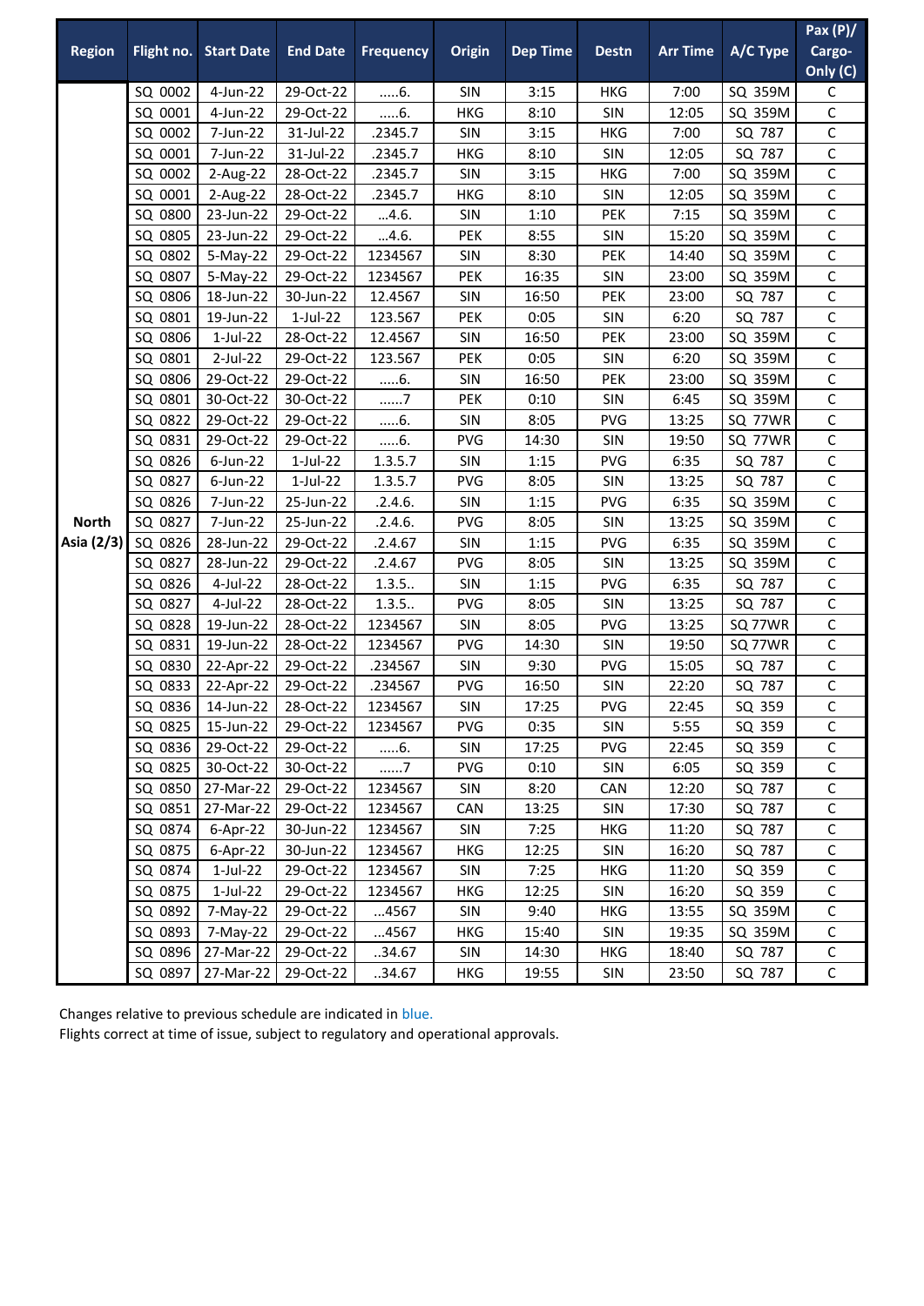| Region | Flight no. | Start Date | End Date | Frequency | Origin | Dep Time | Destn | Arr Time | A/C Type | Pax (P)/ Cargo-Only (C) |
|---|---|---|---|---|---|---|---|---|---|---|
| North Asia (2/3) | SQ 0002 | 4-Jun-22 | 29-Oct-22 | .....6. | SIN | 3:15 | HKG | 7:00 | SQ 359M | C |
| | SQ 0001 | 4-Jun-22 | 29-Oct-22 | .....6. | HKG | 8:10 | SIN | 12:05 | SQ 359M | C |
| | SQ 0002 | 7-Jun-22 | 31-Jul-22 | .2345.7 | SIN | 3:15 | HKG | 7:00 | SQ 787 | C |
| | SQ 0001 | 7-Jun-22 | 31-Jul-22 | .2345.7 | HKG | 8:10 | SIN | 12:05 | SQ 787 | C |
| | SQ 0002 | 2-Aug-22 | 28-Oct-22 | .2345.7 | SIN | 3:15 | HKG | 7:00 | SQ 359M | C |
| | SQ 0001 | 2-Aug-22 | 28-Oct-22 | .2345.7 | HKG | 8:10 | SIN | 12:05 | SQ 359M | C |
| | SQ 0800 | 23-Jun-22 | 29-Oct-22 | ...4.6. | SIN | 1:10 | PEK | 7:15 | SQ 359M | C |
| | SQ 0805 | 23-Jun-22 | 29-Oct-22 | ...4.6. | PEK | 8:55 | SIN | 15:20 | SQ 359M | C |
| | SQ 0802 | 5-May-22 | 29-Oct-22 | 1234567 | SIN | 8:30 | PEK | 14:40 | SQ 359M | C |
| | SQ 0807 | 5-May-22 | 29-Oct-22 | 1234567 | PEK | 16:35 | SIN | 23:00 | SQ 359M | C |
| | SQ 0806 | 18-Jun-22 | 30-Jun-22 | 12.4567 | SIN | 16:50 | PEK | 23:00 | SQ 787 | C |
| | SQ 0801 | 19-Jun-22 | 1-Jul-22 | 123.567 | PEK | 0:05 | SIN | 6:20 | SQ 787 | C |
| | SQ 0806 | 1-Jul-22 | 28-Oct-22 | 12.4567 | SIN | 16:50 | PEK | 23:00 | SQ 359M | C |
| | SQ 0801 | 2-Jul-22 | 29-Oct-22 | 123.567 | PEK | 0:05 | SIN | 6:20 | SQ 359M | C |
| | SQ 0806 | 29-Oct-22 | 29-Oct-22 | .....6. | SIN | 16:50 | PEK | 23:00 | SQ 359M | C |
| | SQ 0801 | 30-Oct-22 | 30-Oct-22 | ......7 | PEK | 0:10 | SIN | 6:45 | SQ 359M | C |
| | SQ 0822 | 29-Oct-22 | 29-Oct-22 | .....6. | SIN | 8:05 | PVG | 13:25 | SQ 77WR | C |
| | SQ 0831 | 29-Oct-22 | 29-Oct-22 | .....6. | PVG | 14:30 | SIN | 19:50 | SQ 77WR | C |
| | SQ 0826 | 6-Jun-22 | 1-Jul-22 | 1.3.5.7 | SIN | 1:15 | PVG | 6:35 | SQ 787 | C |
| | SQ 0827 | 6-Jun-22 | 1-Jul-22 | 1.3.5.7 | PVG | 8:05 | SIN | 13:25 | SQ 787 | C |
| | SQ 0826 | 7-Jun-22 | 25-Jun-22 | .2.4.6. | SIN | 1:15 | PVG | 6:35 | SQ 359M | C |
| | SQ 0827 | 7-Jun-22 | 25-Jun-22 | .2.4.6. | PVG | 8:05 | SIN | 13:25 | SQ 359M | C |
| | SQ 0826 | 28-Jun-22 | 29-Oct-22 | .2.4.67 | SIN | 1:15 | PVG | 6:35 | SQ 359M | C |
| | SQ 0827 | 28-Jun-22 | 29-Oct-22 | .2.4.67 | PVG | 8:05 | SIN | 13:25 | SQ 359M | C |
| | SQ 0826 | 4-Jul-22 | 28-Oct-22 | 1.3.5.. | SIN | 1:15 | PVG | 6:35 | SQ 787 | C |
| | SQ 0827 | 4-Jul-22 | 28-Oct-22 | 1.3.5.. | PVG | 8:05 | SIN | 13:25 | SQ 787 | C |
| | SQ 0828 | 19-Jun-22 | 28-Oct-22 | 1234567 | SIN | 8:05 | PVG | 13:25 | SQ 77WR | C |
| | SQ 0831 | 19-Jun-22 | 28-Oct-22 | 1234567 | PVG | 14:30 | SIN | 19:50 | SQ 77WR | C |
| | SQ 0830 | 22-Apr-22 | 29-Oct-22 | .234567 | SIN | 9:30 | PVG | 15:05 | SQ 787 | C |
| | SQ 0833 | 22-Apr-22 | 29-Oct-22 | .234567 | PVG | 16:50 | SIN | 22:20 | SQ 787 | C |
| | SQ 0836 | 14-Jun-22 | 28-Oct-22 | 1234567 | SIN | 17:25 | PVG | 22:45 | SQ 359 | C |
| | SQ 0825 | 15-Jun-22 | 29-Oct-22 | 1234567 | PVG | 0:35 | SIN | 5:55 | SQ 359 | C |
| | SQ 0836 | 29-Oct-22 | 29-Oct-22 | .....6. | SIN | 17:25 | PVG | 22:45 | SQ 359 | C |
| | SQ 0825 | 30-Oct-22 | 30-Oct-22 | ......7 | PVG | 0:10 | SIN | 6:05 | SQ 359 | C |
| | SQ 0850 | 27-Mar-22 | 29-Oct-22 | 1234567 | SIN | 8:20 | CAN | 12:20 | SQ 787 | C |
| | SQ 0851 | 27-Mar-22 | 29-Oct-22 | 1234567 | CAN | 13:25 | SIN | 17:30 | SQ 787 | C |
| | SQ 0874 | 6-Apr-22 | 30-Jun-22 | 1234567 | SIN | 7:25 | HKG | 11:20 | SQ 787 | C |
| | SQ 0875 | 6-Apr-22 | 30-Jun-22 | 1234567 | HKG | 12:25 | SIN | 16:20 | SQ 787 | C |
| | SQ 0874 | 1-Jul-22 | 29-Oct-22 | 1234567 | SIN | 7:25 | HKG | 11:20 | SQ 359 | C |
| | SQ 0875 | 1-Jul-22 | 29-Oct-22 | 1234567 | HKG | 12:25 | SIN | 16:20 | SQ 359 | C |
| | SQ 0892 | 7-May-22 | 29-Oct-22 | ...4567 | SIN | 9:40 | HKG | 13:55 | SQ 359M | C |
| | SQ 0893 | 7-May-22 | 29-Oct-22 | ...4567 | HKG | 15:40 | SIN | 19:35 | SQ 359M | C |
| | SQ 0896 | 27-Mar-22 | 29-Oct-22 | ..34.67 | SIN | 14:30 | HKG | 18:40 | SQ 787 | C |
| | SQ 0897 | 27-Mar-22 | 29-Oct-22 | ..34.67 | HKG | 19:55 | SIN | 23:50 | SQ 787 | C |

Changes relative to previous schedule are indicated in blue.
Flights correct at time of issue, subject to regulatory and operational approvals.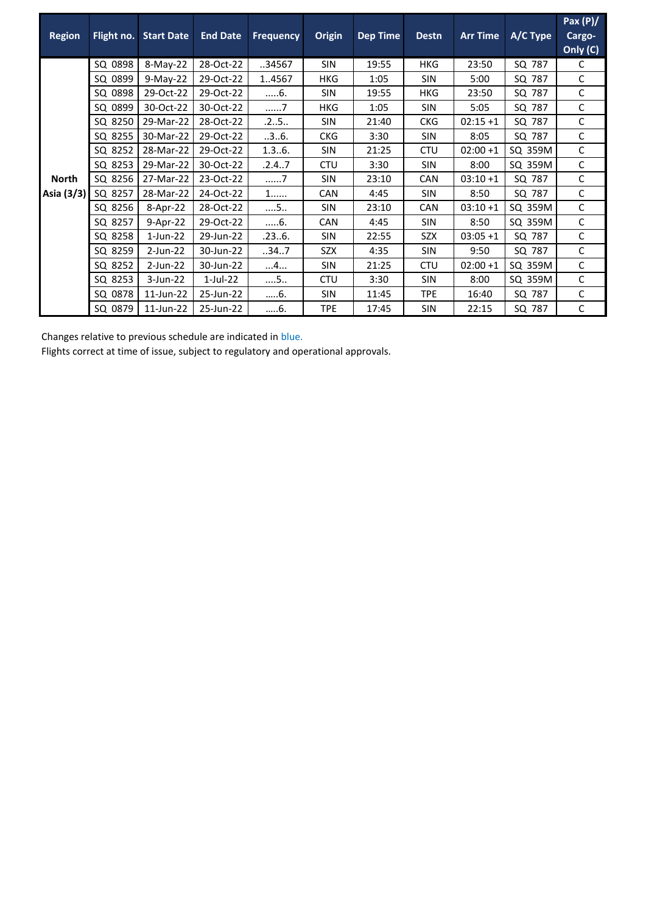| Region | Flight no. | Start Date | End Date | Frequency | Origin | Dep Time | Destn | Arr Time | A/C Type | Pax (P)/ Cargo-Only (C) |
|---|---|---|---|---|---|---|---|---|---|---|
| North Asia (3/3) | SQ 0898 | 8-May-22 | 28-Oct-22 | ..34567 | SIN | 19:55 | HKG | 23:50 | SQ 787 | C |
| | SQ 0899 | 9-May-22 | 29-Oct-22 | 1..4567 | HKG | 1:05 | SIN | 5:00 | SQ 787 | C |
| | SQ 0898 | 29-Oct-22 | 29-Oct-22 | .....6. | SIN | 19:55 | HKG | 23:50 | SQ 787 | C |
| | SQ 0899 | 30-Oct-22 | 30-Oct-22 | ......7 | HKG | 1:05 | SIN | 5:05 | SQ 787 | C |
| | SQ 8250 | 29-Mar-22 | 28-Oct-22 | .2..5.. | SIN | 21:40 | CKG | 02:15 +1 | SQ 787 | C |
| | SQ 8255 | 30-Mar-22 | 29-Oct-22 | ..3..6. | CKG | 3:30 | SIN | 8:05 | SQ 787 | C |
| | SQ 8252 | 28-Mar-22 | 29-Oct-22 | 1.3..6. | SIN | 21:25 | CTU | 02:00 +1 | SQ 359M | C |
| | SQ 8253 | 29-Mar-22 | 30-Oct-22 | .2.4..7 | CTU | 3:30 | SIN | 8:00 | SQ 359M | C |
| | SQ 8256 | 27-Mar-22 | 23-Oct-22 | ......7 | SIN | 23:10 | CAN | 03:10 +1 | SQ 787 | C |
| | SQ 8257 | 28-Mar-22 | 24-Oct-22 | 1...... | CAN | 4:45 | SIN | 8:50 | SQ 787 | C |
| | SQ 8256 | 8-Apr-22 | 28-Oct-22 | ....5.. | SIN | 23:10 | CAN | 03:10 +1 | SQ 359M | C |
| | SQ 8257 | 9-Apr-22 | 29-Oct-22 | .....6. | CAN | 4:45 | SIN | 8:50 | SQ 359M | C |
| | SQ 8258 | 1-Jun-22 | 29-Jun-22 | .23..6. | SIN | 22:55 | SZX | 03:05 +1 | SQ 787 | C |
| | SQ 8259 | 2-Jun-22 | 30-Jun-22 | ..34..7 | SZX | 4:35 | SIN | 9:50 | SQ 787 | C |
| | SQ 8252 | 2-Jun-22 | 30-Jun-22 | ...4... | SIN | 21:25 | CTU | 02:00 +1 | SQ 359M | C |
| | SQ 8253 | 3-Jun-22 | 1-Jul-22 | ....5.. | CTU | 3:30 | SIN | 8:00 | SQ 359M | C |
| | SQ 0878 | 11-Jun-22 | 25-Jun-22 | .....6. | SIN | 11:45 | TPE | 16:40 | SQ 787 | C |
| | SQ 0879 | 11-Jun-22 | 25-Jun-22 | .....6. | TPE | 17:45 | SIN | 22:15 | SQ 787 | C |

Changes relative to previous schedule are indicated in blue.

Flights correct at time of issue, subject to regulatory and operational approvals.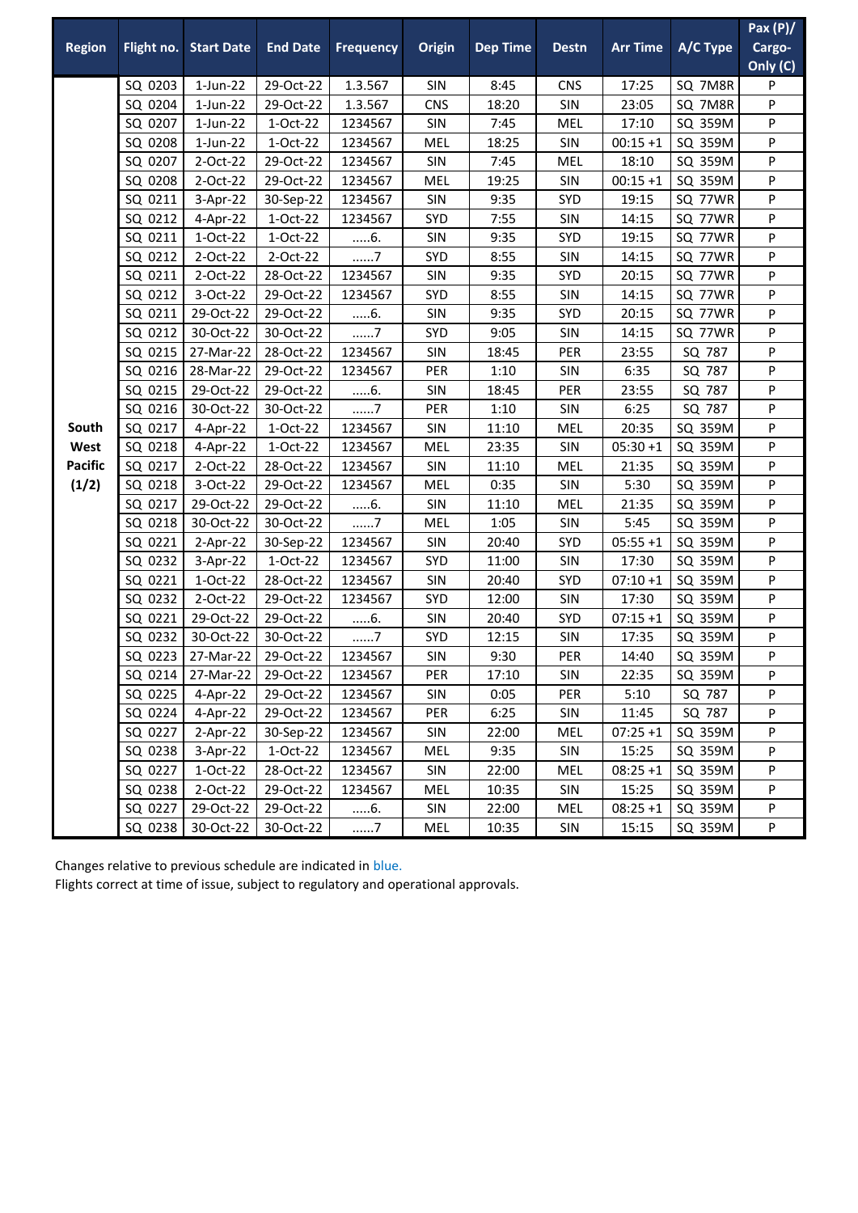| Region | Flight no. | Start Date | End Date | Frequency | Origin | Dep Time | Destn | Arr Time | A/C Type | Pax (P)/ Cargo-Only (C) |
|---|---|---|---|---|---|---|---|---|---|---|
| South West Pacific (1/2) | SQ 0203 | 1-Jun-22 | 29-Oct-22 | 1.3.567 | SIN | 8:45 | CNS | 17:25 | SQ 7M8R | P |
| | SQ 0204 | 1-Jun-22 | 29-Oct-22 | 1.3.567 | CNS | 18:20 | SIN | 23:05 | SQ 7M8R | P |
| | SQ 0207 | 1-Jun-22 | 1-Oct-22 | 1234567 | SIN | 7:45 | MEL | 17:10 | SQ 359M | P |
| | SQ 0208 | 1-Jun-22 | 1-Oct-22 | 1234567 | MEL | 18:25 | SIN | 00:15 +1 | SQ 359M | P |
| | SQ 0207 | 2-Oct-22 | 29-Oct-22 | 1234567 | SIN | 7:45 | MEL | 18:10 | SQ 359M | P |
| | SQ 0208 | 2-Oct-22 | 29-Oct-22 | 1234567 | MEL | 19:25 | SIN | 00:15 +1 | SQ 359M | P |
| | SQ 0211 | 3-Apr-22 | 30-Sep-22 | 1234567 | SIN | 9:35 | SYD | 19:15 | SQ 77WR | P |
| | SQ 0212 | 4-Apr-22 | 1-Oct-22 | 1234567 | SYD | 7:55 | SIN | 14:15 | SQ 77WR | P |
| | SQ 0211 | 1-Oct-22 | 1-Oct-22 | .....6. | SIN | 9:35 | SYD | 19:15 | SQ 77WR | P |
| | SQ 0212 | 2-Oct-22 | 2-Oct-22 | ......7 | SYD | 8:55 | SIN | 14:15 | SQ 77WR | P |
| | SQ 0211 | 2-Oct-22 | 28-Oct-22 | 1234567 | SIN | 9:35 | SYD | 20:15 | SQ 77WR | P |
| | SQ 0212 | 3-Oct-22 | 29-Oct-22 | 1234567 | SYD | 8:55 | SIN | 14:15 | SQ 77WR | P |
| | SQ 0211 | 29-Oct-22 | 29-Oct-22 | .....6. | SIN | 9:35 | SYD | 20:15 | SQ 77WR | P |
| | SQ 0212 | 30-Oct-22 | 30-Oct-22 | ......7 | SYD | 9:05 | SIN | 14:15 | SQ 77WR | P |
| | SQ 0215 | 27-Mar-22 | 28-Oct-22 | 1234567 | SIN | 18:45 | PER | 23:55 | SQ 787 | P |
| | SQ 0216 | 28-Mar-22 | 29-Oct-22 | 1234567 | PER | 1:10 | SIN | 6:35 | SQ 787 | P |
| | SQ 0215 | 29-Oct-22 | 29-Oct-22 | .....6. | SIN | 18:45 | PER | 23:55 | SQ 787 | P |
| | SQ 0216 | 30-Oct-22 | 30-Oct-22 | ......7 | PER | 1:10 | SIN | 6:25 | SQ 787 | P |
| | SQ 0217 | 4-Apr-22 | 1-Oct-22 | 1234567 | SIN | 11:10 | MEL | 20:35 | SQ 359M | P |
| | SQ 0218 | 4-Apr-22 | 1-Oct-22 | 1234567 | MEL | 23:35 | SIN | 05:30 +1 | SQ 359M | P |
| | SQ 0217 | 2-Oct-22 | 28-Oct-22 | 1234567 | SIN | 11:10 | MEL | 21:35 | SQ 359M | P |
| | SQ 0218 | 3-Oct-22 | 29-Oct-22 | 1234567 | MEL | 0:35 | SIN | 5:30 | SQ 359M | P |
| | SQ 0217 | 29-Oct-22 | 29-Oct-22 | .....6. | SIN | 11:10 | MEL | 21:35 | SQ 359M | P |
| | SQ 0218 | 30-Oct-22 | 30-Oct-22 | ......7 | MEL | 1:05 | SIN | 5:45 | SQ 359M | P |
| | SQ 0221 | 2-Apr-22 | 30-Sep-22 | 1234567 | SIN | 20:40 | SYD | 05:55 +1 | SQ 359M | P |
| | SQ 0232 | 3-Apr-22 | 1-Oct-22 | 1234567 | SYD | 11:00 | SIN | 17:30 | SQ 359M | P |
| | SQ 0221 | 1-Oct-22 | 28-Oct-22 | 1234567 | SIN | 20:40 | SYD | 07:10 +1 | SQ 359M | P |
| | SQ 0232 | 2-Oct-22 | 29-Oct-22 | 1234567 | SYD | 12:00 | SIN | 17:30 | SQ 359M | P |
| | SQ 0221 | 29-Oct-22 | 29-Oct-22 | .....6. | SIN | 20:40 | SYD | 07:15 +1 | SQ 359M | P |
| | SQ 0232 | 30-Oct-22 | 30-Oct-22 | ......7 | SYD | 12:15 | SIN | 17:35 | SQ 359M | P |
| | SQ 0223 | 27-Mar-22 | 29-Oct-22 | 1234567 | SIN | 9:30 | PER | 14:40 | SQ 359M | P |
| | SQ 0214 | 27-Mar-22 | 29-Oct-22 | 1234567 | PER | 17:10 | SIN | 22:35 | SQ 359M | P |
| | SQ 0225 | 4-Apr-22 | 29-Oct-22 | 1234567 | SIN | 0:05 | PER | 5:10 | SQ 787 | P |
| | SQ 0224 | 4-Apr-22 | 29-Oct-22 | 1234567 | PER | 6:25 | SIN | 11:45 | SQ 787 | P |
| | SQ 0227 | 2-Apr-22 | 30-Sep-22 | 1234567 | SIN | 22:00 | MEL | 07:25 +1 | SQ 359M | P |
| | SQ 0238 | 3-Apr-22 | 1-Oct-22 | 1234567 | MEL | 9:35 | SIN | 15:25 | SQ 359M | P |
| | SQ 0227 | 1-Oct-22 | 28-Oct-22 | 1234567 | SIN | 22:00 | MEL | 08:25 +1 | SQ 359M | P |
| | SQ 0238 | 2-Oct-22 | 29-Oct-22 | 1234567 | MEL | 10:35 | SIN | 15:25 | SQ 359M | P |
| | SQ 0227 | 29-Oct-22 | 29-Oct-22 | .....6. | SIN | 22:00 | MEL | 08:25 +1 | SQ 359M | P |
| | SQ 0238 | 30-Oct-22 | 30-Oct-22 | ......7 | MEL | 10:35 | SIN | 15:15 | SQ 359M | P |

Changes relative to previous schedule are indicated in blue.
Flights correct at time of issue, subject to regulatory and operational approvals.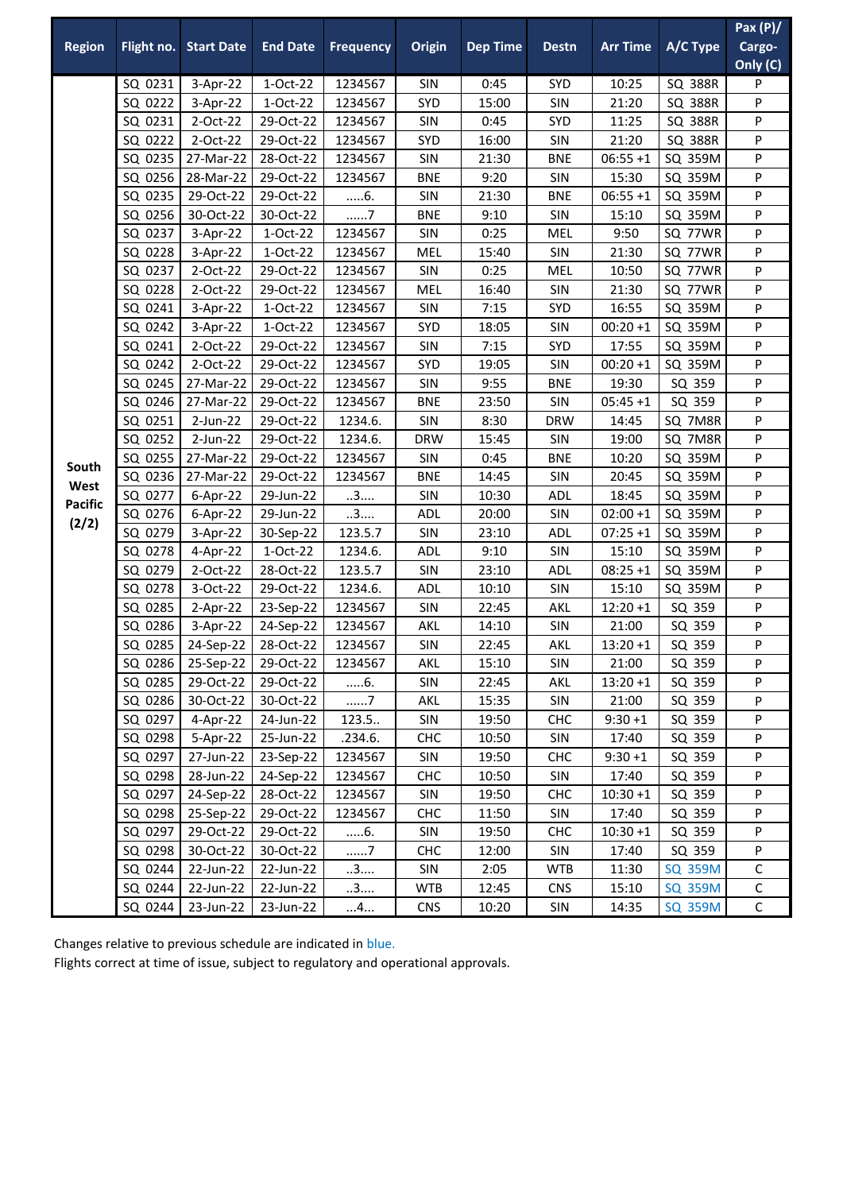| Region | Flight no. | Start Date | End Date | Frequency | Origin | Dep Time | Destn | Arr Time | A/C Type | Pax (P)/ Cargo-Only (C) |
|---|---|---|---|---|---|---|---|---|---|---|
| South West Pacific (2/2) | SQ 0231 | 3-Apr-22 | 1-Oct-22 | 1234567 | SIN | 0:45 | SYD | 10:25 | SQ 388R | P |
| | SQ 0222 | 3-Apr-22 | 1-Oct-22 | 1234567 | SYD | 15:00 | SIN | 21:20 | SQ 388R | P |
| | SQ 0231 | 2-Oct-22 | 29-Oct-22 | 1234567 | SIN | 0:45 | SYD | 11:25 | SQ 388R | P |
| | SQ 0222 | 2-Oct-22 | 29-Oct-22 | 1234567 | SYD | 16:00 | SIN | 21:20 | SQ 388R | P |
| | SQ 0235 | 27-Mar-22 | 28-Oct-22 | 1234567 | SIN | 21:30 | BNE | 06:55 +1 | SQ 359M | P |
| | SQ 0256 | 28-Mar-22 | 29-Oct-22 | 1234567 | BNE | 9:20 | SIN | 15:30 | SQ 359M | P |
| | SQ 0235 | 29-Oct-22 | 29-Oct-22 | .....6. | SIN | 21:30 | BNE | 06:55 +1 | SQ 359M | P |
| | SQ 0256 | 30-Oct-22 | 30-Oct-22 | ......7 | BNE | 9:10 | SIN | 15:10 | SQ 359M | P |
| | SQ 0237 | 3-Apr-22 | 1-Oct-22 | 1234567 | SIN | 0:25 | MEL | 9:50 | SQ 77WR | P |
| | SQ 0228 | 3-Apr-22 | 1-Oct-22 | 1234567 | MEL | 15:40 | SIN | 21:30 | SQ 77WR | P |
| | SQ 0237 | 2-Oct-22 | 29-Oct-22 | 1234567 | SIN | 0:25 | MEL | 10:50 | SQ 77WR | P |
| | SQ 0228 | 2-Oct-22 | 29-Oct-22 | 1234567 | MEL | 16:40 | SIN | 21:30 | SQ 77WR | P |
| | SQ 0241 | 3-Apr-22 | 1-Oct-22 | 1234567 | SIN | 7:15 | SYD | 16:55 | SQ 359M | P |
| | SQ 0242 | 3-Apr-22 | 1-Oct-22 | 1234567 | SYD | 18:05 | SIN | 00:20 +1 | SQ 359M | P |
| | SQ 0241 | 2-Oct-22 | 29-Oct-22 | 1234567 | SIN | 7:15 | SYD | 17:55 | SQ 359M | P |
| | SQ 0242 | 2-Oct-22 | 29-Oct-22 | 1234567 | SYD | 19:05 | SIN | 00:20 +1 | SQ 359M | P |
| | SQ 0245 | 27-Mar-22 | 29-Oct-22 | 1234567 | SIN | 9:55 | BNE | 19:30 | SQ 359 | P |
| | SQ 0246 | 27-Mar-22 | 29-Oct-22 | 1234567 | BNE | 23:50 | SIN | 05:45 +1 | SQ 359 | P |
| | SQ 0251 | 2-Jun-22 | 29-Oct-22 | 1234.6. | SIN | 8:30 | DRW | 14:45 | SQ 7M8R | P |
| | SQ 0252 | 2-Jun-22 | 29-Oct-22 | 1234.6. | DRW | 15:45 | SIN | 19:00 | SQ 7M8R | P |
| | SQ 0255 | 27-Mar-22 | 29-Oct-22 | 1234567 | SIN | 0:45 | BNE | 10:20 | SQ 359M | P |
| | SQ 0236 | 27-Mar-22 | 29-Oct-22 | 1234567 | BNE | 14:45 | SIN | 20:45 | SQ 359M | P |
| | SQ 0277 | 6-Apr-22 | 29-Jun-22 | ..3.... | SIN | 10:30 | ADL | 18:45 | SQ 359M | P |
| | SQ 0276 | 6-Apr-22 | 29-Jun-22 | ..3.... | ADL | 20:00 | SIN | 02:00 +1 | SQ 359M | P |
| | SQ 0279 | 3-Apr-22 | 30-Sep-22 | 123.5.7 | SIN | 23:10 | ADL | 07:25 +1 | SQ 359M | P |
| | SQ 0278 | 4-Apr-22 | 1-Oct-22 | 1234.6. | ADL | 9:10 | SIN | 15:10 | SQ 359M | P |
| | SQ 0279 | 2-Oct-22 | 28-Oct-22 | 123.5.7 | SIN | 23:10 | ADL | 08:25 +1 | SQ 359M | P |
| | SQ 0278 | 3-Oct-22 | 29-Oct-22 | 1234.6. | ADL | 10:10 | SIN | 15:10 | SQ 359M | P |
| | SQ 0285 | 2-Apr-22 | 23-Sep-22 | 1234567 | SIN | 22:45 | AKL | 12:20 +1 | SQ 359 | P |
| | SQ 0286 | 3-Apr-22 | 24-Sep-22 | 1234567 | AKL | 14:10 | SIN | 21:00 | SQ 359 | P |
| | SQ 0285 | 24-Sep-22 | 28-Oct-22 | 1234567 | SIN | 22:45 | AKL | 13:20 +1 | SQ 359 | P |
| | SQ 0286 | 25-Sep-22 | 29-Oct-22 | 1234567 | AKL | 15:10 | SIN | 21:00 | SQ 359 | P |
| | SQ 0285 | 29-Oct-22 | 29-Oct-22 | .....6. | SIN | 22:45 | AKL | 13:20 +1 | SQ 359 | P |
| | SQ 0286 | 30-Oct-22 | 30-Oct-22 | ......7 | AKL | 15:35 | SIN | 21:00 | SQ 359 | P |
| | SQ 0297 | 4-Apr-22 | 24-Jun-22 | 123.5.. | SIN | 19:50 | CHC | 9:30 +1 | SQ 359 | P |
| | SQ 0298 | 5-Apr-22 | 25-Jun-22 | .234.6. | CHC | 10:50 | SIN | 17:40 | SQ 359 | P |
| | SQ 0297 | 27-Jun-22 | 23-Sep-22 | 1234567 | SIN | 19:50 | CHC | 9:30 +1 | SQ 359 | P |
| | SQ 0298 | 28-Jun-22 | 24-Sep-22 | 1234567 | CHC | 10:50 | SIN | 17:40 | SQ 359 | P |
| | SQ 0297 | 24-Sep-22 | 28-Oct-22 | 1234567 | SIN | 19:50 | CHC | 10:30 +1 | SQ 359 | P |
| | SQ 0298 | 25-Sep-22 | 29-Oct-22 | 1234567 | CHC | 11:50 | SIN | 17:40 | SQ 359 | P |
| | SQ 0297 | 29-Oct-22 | 29-Oct-22 | .....6. | SIN | 19:50 | CHC | 10:30 +1 | SQ 359 | P |
| | SQ 0298 | 30-Oct-22 | 30-Oct-22 | ......7 | CHC | 12:00 | SIN | 17:40 | SQ 359 | P |
| | SQ 0244 | 22-Jun-22 | 22-Jun-22 | ..3.... | SIN | 2:05 | WTB | 11:30 | SQ 359M | C |
| | SQ 0244 | 22-Jun-22 | 22-Jun-22 | ..3.... | WTB | 12:45 | CNS | 15:10 | SQ 359M | C |
| | SQ 0244 | 23-Jun-22 | 23-Jun-22 | ...4... | CNS | 10:20 | SIN | 14:35 | SQ 359M | C |

Changes relative to previous schedule are indicated in blue.
Flights correct at time of issue, subject to regulatory and operational approvals.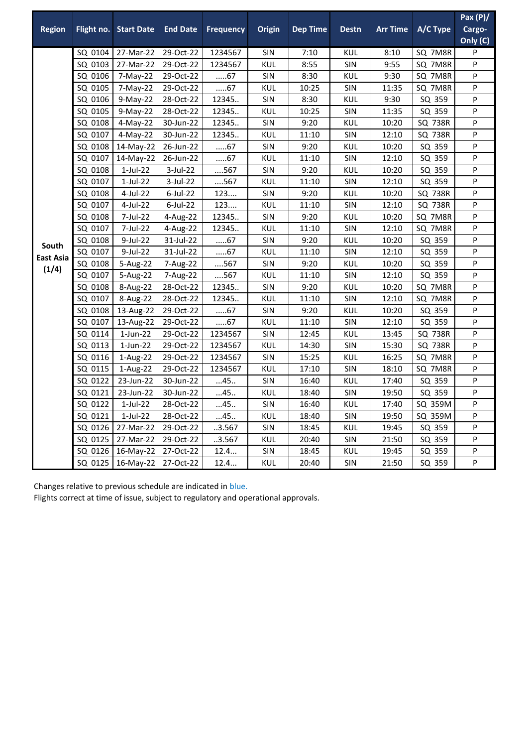| Region | Flight no. | Start Date | End Date | Frequency | Origin | Dep Time | Destn | Arr Time | A/C Type | Pax (P)/ Cargo-Only (C) |
|---|---|---|---|---|---|---|---|---|---|---|
| South East Asia (1/4) | SQ 0104 | 27-Mar-22 | 29-Oct-22 | 1234567 | SIN | 7:10 | KUL | 8:10 | SQ 7M8R | P |
| | SQ 0103 | 27-Mar-22 | 29-Oct-22 | 1234567 | KUL | 8:55 | SIN | 9:55 | SQ 7M8R | P |
| | SQ 0106 | 7-May-22 | 29-Oct-22 | .....67 | SIN | 8:30 | KUL | 9:30 | SQ 7M8R | P |
| | SQ 0105 | 7-May-22 | 29-Oct-22 | .....67 | KUL | 10:25 | SIN | 11:35 | SQ 7M8R | P |
| | SQ 0106 | 9-May-22 | 28-Oct-22 | 12345.. | SIN | 8:30 | KUL | 9:30 | SQ 359 | P |
| | SQ 0105 | 9-May-22 | 28-Oct-22 | 12345.. | KUL | 10:25 | SIN | 11:35 | SQ 359 | P |
| | SQ 0108 | 4-May-22 | 30-Jun-22 | 12345.. | SIN | 9:20 | KUL | 10:20 | SQ 738R | P |
| | SQ 0107 | 4-May-22 | 30-Jun-22 | 12345.. | KUL | 11:10 | SIN | 12:10 | SQ 738R | P |
| | SQ 0108 | 14-May-22 | 26-Jun-22 | .....67 | SIN | 9:20 | KUL | 10:20 | SQ 359 | P |
| | SQ 0107 | 14-May-22 | 26-Jun-22 | .....67 | KUL | 11:10 | SIN | 12:10 | SQ 359 | P |
| | SQ 0108 | 1-Jul-22 | 3-Jul-22 | ....567 | SIN | 9:20 | KUL | 10:20 | SQ 359 | P |
| | SQ 0107 | 1-Jul-22 | 3-Jul-22 | ....567 | KUL | 11:10 | SIN | 12:10 | SQ 359 | P |
| | SQ 0108 | 4-Jul-22 | 6-Jul-22 | 123.... | SIN | 9:20 | KUL | 10:20 | SQ 738R | P |
| | SQ 0107 | 4-Jul-22 | 6-Jul-22 | 123.... | KUL | 11:10 | SIN | 12:10 | SQ 738R | P |
| | SQ 0108 | 7-Jul-22 | 4-Aug-22 | 12345.. | SIN | 9:20 | KUL | 10:20 | SQ 7M8R | P |
| | SQ 0107 | 7-Jul-22 | 4-Aug-22 | 12345.. | KUL | 11:10 | SIN | 12:10 | SQ 7M8R | P |
| | SQ 0108 | 9-Jul-22 | 31-Jul-22 | .....67 | SIN | 9:20 | KUL | 10:20 | SQ 359 | P |
| | SQ 0107 | 9-Jul-22 | 31-Jul-22 | .....67 | KUL | 11:10 | SIN | 12:10 | SQ 359 | P |
| | SQ 0108 | 5-Aug-22 | 7-Aug-22 | ....567 | SIN | 9:20 | KUL | 10:20 | SQ 359 | P |
| | SQ 0107 | 5-Aug-22 | 7-Aug-22 | ....567 | KUL | 11:10 | SIN | 12:10 | SQ 359 | P |
| | SQ 0108 | 8-Aug-22 | 28-Oct-22 | 12345.. | SIN | 9:20 | KUL | 10:20 | SQ 7M8R | P |
| | SQ 0107 | 8-Aug-22 | 28-Oct-22 | 12345.. | KUL | 11:10 | SIN | 12:10 | SQ 7M8R | P |
| | SQ 0108 | 13-Aug-22 | 29-Oct-22 | .....67 | SIN | 9:20 | KUL | 10:20 | SQ 359 | P |
| | SQ 0107 | 13-Aug-22 | 29-Oct-22 | .....67 | KUL | 11:10 | SIN | 12:10 | SQ 359 | P |
| | SQ 0114 | 1-Jun-22 | 29-Oct-22 | 1234567 | SIN | 12:45 | KUL | 13:45 | SQ 738R | P |
| | SQ 0113 | 1-Jun-22 | 29-Oct-22 | 1234567 | KUL | 14:30 | SIN | 15:30 | SQ 738R | P |
| | SQ 0116 | 1-Aug-22 | 29-Oct-22 | 1234567 | SIN | 15:25 | KUL | 16:25 | SQ 7M8R | P |
| | SQ 0115 | 1-Aug-22 | 29-Oct-22 | 1234567 | KUL | 17:10 | SIN | 18:10 | SQ 7M8R | P |
| | SQ 0122 | 23-Jun-22 | 30-Jun-22 | ...45.. | SIN | 16:40 | KUL | 17:40 | SQ 359 | P |
| | SQ 0121 | 23-Jun-22 | 30-Jun-22 | ...45.. | KUL | 18:40 | SIN | 19:50 | SQ 359 | P |
| | SQ 0122 | 1-Jul-22 | 28-Oct-22 | ...45.. | SIN | 16:40 | KUL | 17:40 | SQ 359M | P |
| | SQ 0121 | 1-Jul-22 | 28-Oct-22 | ...45.. | KUL | 18:40 | SIN | 19:50 | SQ 359M | P |
| | SQ 0126 | 27-Mar-22 | 29-Oct-22 | ..3.567 | SIN | 18:45 | KUL | 19:45 | SQ 359 | P |
| | SQ 0125 | 27-Mar-22 | 29-Oct-22 | ..3.567 | KUL | 20:40 | SIN | 21:50 | SQ 359 | P |
| | SQ 0126 | 16-May-22 | 27-Oct-22 | 12.4... | SIN | 18:45 | KUL | 19:45 | SQ 359 | P |
| | SQ 0125 | 16-May-22 | 27-Oct-22 | 12.4... | KUL | 20:40 | SIN | 21:50 | SQ 359 | P |

Changes relative to previous schedule are indicated in blue.
Flights correct at time of issue, subject to regulatory and operational approvals.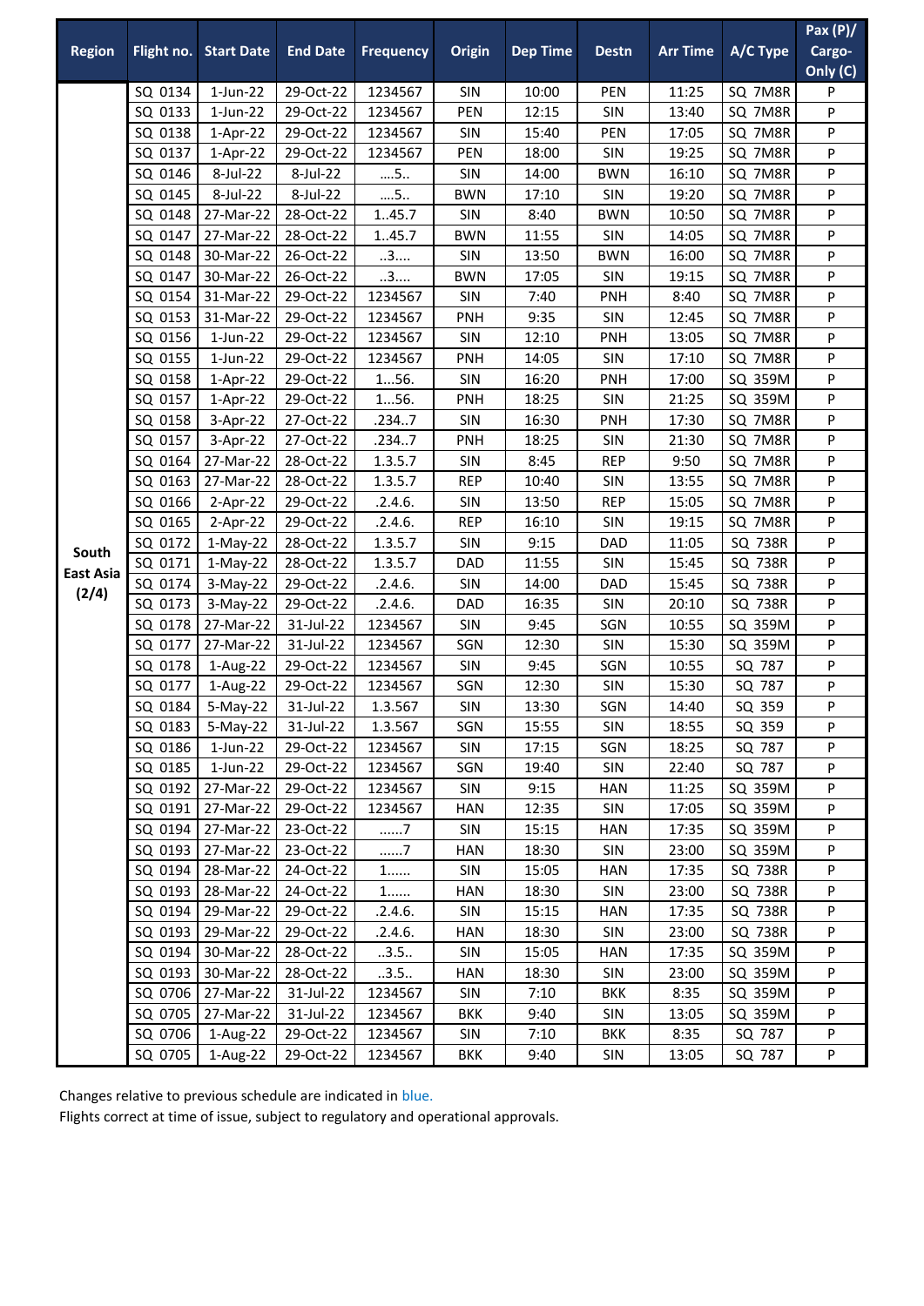| Region | Flight no. | Start Date | End Date | Frequency | Origin | Dep Time | Destn | Arr Time | A/C Type | Pax (P)/ Cargo-Only (C) |
|---|---|---|---|---|---|---|---|---|---|---|
| South East Asia (2/4) | SQ 0134 | 1-Jun-22 | 29-Oct-22 | 1234567 | SIN | 10:00 | PEN | 11:25 | SQ 7M8R | P |
| | SQ 0133 | 1-Jun-22 | 29-Oct-22 | 1234567 | PEN | 12:15 | SIN | 13:40 | SQ 7M8R | P |
| | SQ 0138 | 1-Apr-22 | 29-Oct-22 | 1234567 | SIN | 15:40 | PEN | 17:05 | SQ 7M8R | P |
| | SQ 0137 | 1-Apr-22 | 29-Oct-22 | 1234567 | PEN | 18:00 | SIN | 19:25 | SQ 7M8R | P |
| | SQ 0146 | 8-Jul-22 | 8-Jul-22 | ....5.. | SIN | 14:00 | BWN | 16:10 | SQ 7M8R | P |
| | SQ 0145 | 8-Jul-22 | 8-Jul-22 | ....5.. | BWN | 17:10 | SIN | 19:20 | SQ 7M8R | P |
| | SQ 0148 | 27-Mar-22 | 28-Oct-22 | 1..45.7 | SIN | 8:40 | BWN | 10:50 | SQ 7M8R | P |
| | SQ 0147 | 27-Mar-22 | 28-Oct-22 | 1..45.7 | BWN | 11:55 | SIN | 14:05 | SQ 7M8R | P |
| | SQ 0148 | 30-Mar-22 | 26-Oct-22 | ..3.... | SIN | 13:50 | BWN | 16:00 | SQ 7M8R | P |
| | SQ 0147 | 30-Mar-22 | 26-Oct-22 | ..3.... | BWN | 17:05 | SIN | 19:15 | SQ 7M8R | P |
| | SQ 0154 | 31-Mar-22 | 29-Oct-22 | 1234567 | SIN | 7:40 | PNH | 8:40 | SQ 7M8R | P |
| | SQ 0153 | 31-Mar-22 | 29-Oct-22 | 1234567 | PNH | 9:35 | SIN | 12:45 | SQ 7M8R | P |
| | SQ 0156 | 1-Jun-22 | 29-Oct-22 | 1234567 | SIN | 12:10 | PNH | 13:05 | SQ 7M8R | P |
| | SQ 0155 | 1-Jun-22 | 29-Oct-22 | 1234567 | PNH | 14:05 | SIN | 17:10 | SQ 7M8R | P |
| | SQ 0158 | 1-Apr-22 | 29-Oct-22 | 1...56. | SIN | 16:20 | PNH | 17:00 | SQ 359M | P |
| | SQ 0157 | 1-Apr-22 | 29-Oct-22 | 1...56. | PNH | 18:25 | SIN | 21:25 | SQ 359M | P |
| | SQ 0158 | 3-Apr-22 | 27-Oct-22 | .234..7 | SIN | 16:30 | PNH | 17:30 | SQ 7M8R | P |
| | SQ 0157 | 3-Apr-22 | 27-Oct-22 | .234..7 | PNH | 18:25 | SIN | 21:30 | SQ 7M8R | P |
| | SQ 0164 | 27-Mar-22 | 28-Oct-22 | 1.3.5.7 | SIN | 8:45 | REP | 9:50 | SQ 7M8R | P |
| | SQ 0163 | 27-Mar-22 | 28-Oct-22 | 1.3.5.7 | REP | 10:40 | SIN | 13:55 | SQ 7M8R | P |
| | SQ 0166 | 2-Apr-22 | 29-Oct-22 | .2.4.6. | SIN | 13:50 | REP | 15:05 | SQ 7M8R | P |
| | SQ 0165 | 2-Apr-22 | 29-Oct-22 | .2.4.6. | REP | 16:10 | SIN | 19:15 | SQ 7M8R | P |
| | SQ 0172 | 1-May-22 | 28-Oct-22 | 1.3.5.7 | SIN | 9:15 | DAD | 11:05 | SQ 738R | P |
| | SQ 0171 | 1-May-22 | 28-Oct-22 | 1.3.5.7 | DAD | 11:55 | SIN | 15:45 | SQ 738R | P |
| | SQ 0174 | 3-May-22 | 29-Oct-22 | .2.4.6. | SIN | 14:00 | DAD | 15:45 | SQ 738R | P |
| | SQ 0173 | 3-May-22 | 29-Oct-22 | .2.4.6. | DAD | 16:35 | SIN | 20:10 | SQ 738R | P |
| | SQ 0178 | 27-Mar-22 | 31-Jul-22 | 1234567 | SIN | 9:45 | SGN | 10:55 | SQ 359M | P |
| | SQ 0177 | 27-Mar-22 | 31-Jul-22 | 1234567 | SGN | 12:30 | SIN | 15:30 | SQ 359M | P |
| | SQ 0178 | 1-Aug-22 | 29-Oct-22 | 1234567 | SIN | 9:45 | SGN | 10:55 | SQ 787 | P |
| | SQ 0177 | 1-Aug-22 | 29-Oct-22 | 1234567 | SGN | 12:30 | SIN | 15:30 | SQ 787 | P |
| | SQ 0184 | 5-May-22 | 31-Jul-22 | 1.3.567 | SIN | 13:30 | SGN | 14:40 | SQ 359 | P |
| | SQ 0183 | 5-May-22 | 31-Jul-22 | 1.3.567 | SGN | 15:55 | SIN | 18:55 | SQ 359 | P |
| | SQ 0186 | 1-Jun-22 | 29-Oct-22 | 1234567 | SIN | 17:15 | SGN | 18:25 | SQ 787 | P |
| | SQ 0185 | 1-Jun-22 | 29-Oct-22 | 1234567 | SGN | 19:40 | SIN | 22:40 | SQ 787 | P |
| | SQ 0192 | 27-Mar-22 | 29-Oct-22 | 1234567 | SIN | 9:15 | HAN | 11:25 | SQ 359M | P |
| | SQ 0191 | 27-Mar-22 | 29-Oct-22 | 1234567 | HAN | 12:35 | SIN | 17:05 | SQ 359M | P |
| | SQ 0194 | 27-Mar-22 | 23-Oct-22 | ......7 | SIN | 15:15 | HAN | 17:35 | SQ 359M | P |
| | SQ 0193 | 27-Mar-22 | 23-Oct-22 | ......7 | HAN | 18:30 | SIN | 23:00 | SQ 359M | P |
| | SQ 0194 | 28-Mar-22 | 24-Oct-22 | 1...... | SIN | 15:05 | HAN | 17:35 | SQ 738R | P |
| | SQ 0193 | 28-Mar-22 | 24-Oct-22 | 1...... | HAN | 18:30 | SIN | 23:00 | SQ 738R | P |
| | SQ 0194 | 29-Mar-22 | 29-Oct-22 | .2.4.6. | SIN | 15:15 | HAN | 17:35 | SQ 738R | P |
| | SQ 0193 | 29-Mar-22 | 29-Oct-22 | .2.4.6. | HAN | 18:30 | SIN | 23:00 | SQ 738R | P |
| | SQ 0194 | 30-Mar-22 | 28-Oct-22 | ..3.5.. | SIN | 15:05 | HAN | 17:35 | SQ 359M | P |
| | SQ 0193 | 30-Mar-22 | 28-Oct-22 | ..3.5.. | HAN | 18:30 | SIN | 23:00 | SQ 359M | P |
| | SQ 0706 | 27-Mar-22 | 31-Jul-22 | 1234567 | SIN | 7:10 | BKK | 8:35 | SQ 359M | P |
| | SQ 0705 | 27-Mar-22 | 31-Jul-22 | 1234567 | BKK | 9:40 | SIN | 13:05 | SQ 359M | P |
| | SQ 0706 | 1-Aug-22 | 29-Oct-22 | 1234567 | SIN | 7:10 | BKK | 8:35 | SQ 787 | P |
| | SQ 0705 | 1-Aug-22 | 29-Oct-22 | 1234567 | BKK | 9:40 | SIN | 13:05 | SQ 787 | P |

Changes relative to previous schedule are indicated in blue.

Flights correct at time of issue, subject to regulatory and operational approvals.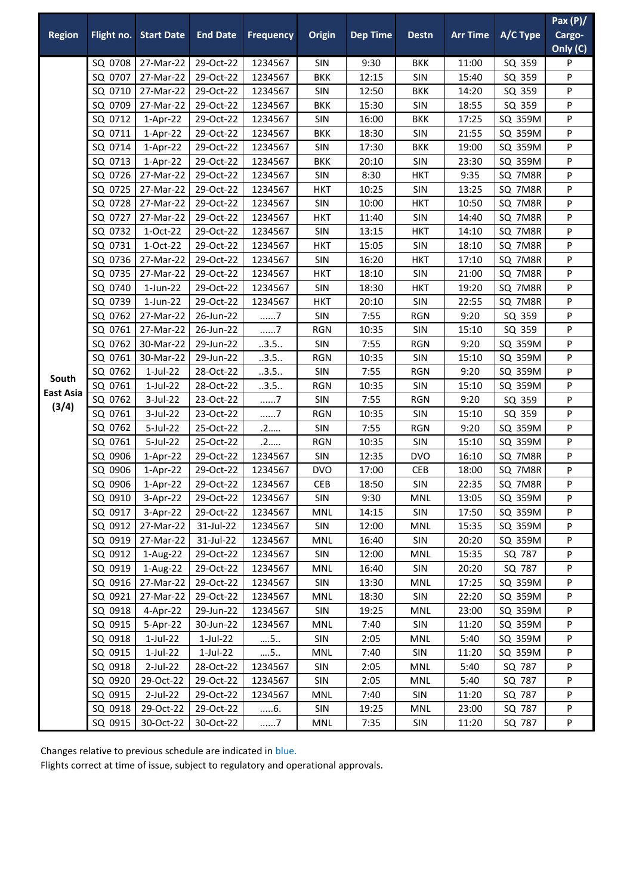| Region | Flight no. | Start Date | End Date | Frequency | Origin | Dep Time | Destn | Arr Time | A/C Type | Pax (P)/ Cargo-Only (C) |
|---|---|---|---|---|---|---|---|---|---|---|
| South East Asia (3/4) | SQ 0708 | 27-Mar-22 | 29-Oct-22 | 1234567 | SIN | 9:30 | BKK | 11:00 | SQ 359 | P |
| | SQ 0707 | 27-Mar-22 | 29-Oct-22 | 1234567 | BKK | 12:15 | SIN | 15:40 | SQ 359 | P |
| | SQ 0710 | 27-Mar-22 | 29-Oct-22 | 1234567 | SIN | 12:50 | BKK | 14:20 | SQ 359 | P |
| | SQ 0709 | 27-Mar-22 | 29-Oct-22 | 1234567 | BKK | 15:30 | SIN | 18:55 | SQ 359 | P |
| | SQ 0712 | 1-Apr-22 | 29-Oct-22 | 1234567 | SIN | 16:00 | BKK | 17:25 | SQ 359M | P |
| | SQ 0711 | 1-Apr-22 | 29-Oct-22 | 1234567 | BKK | 18:30 | SIN | 21:55 | SQ 359M | P |
| | SQ 0714 | 1-Apr-22 | 29-Oct-22 | 1234567 | SIN | 17:30 | BKK | 19:00 | SQ 359M | P |
| | SQ 0713 | 1-Apr-22 | 29-Oct-22 | 1234567 | BKK | 20:10 | SIN | 23:30 | SQ 359M | P |
| | SQ 0726 | 27-Mar-22 | 29-Oct-22 | 1234567 | SIN | 8:30 | HKT | 9:35 | SQ 7M8R | P |
| | SQ 0725 | 27-Mar-22 | 29-Oct-22 | 1234567 | HKT | 10:25 | SIN | 13:25 | SQ 7M8R | P |
| | SQ 0728 | 27-Mar-22 | 29-Oct-22 | 1234567 | SIN | 10:00 | HKT | 10:50 | SQ 7M8R | P |
| | SQ 0727 | 27-Mar-22 | 29-Oct-22 | 1234567 | HKT | 11:40 | SIN | 14:40 | SQ 7M8R | P |
| | SQ 0732 | 1-Oct-22 | 29-Oct-22 | 1234567 | SIN | 13:15 | HKT | 14:10 | SQ 7M8R | P |
| | SQ 0731 | 1-Oct-22 | 29-Oct-22 | 1234567 | HKT | 15:05 | SIN | 18:10 | SQ 7M8R | P |
| | SQ 0736 | 27-Mar-22 | 29-Oct-22 | 1234567 | SIN | 16:20 | HKT | 17:10 | SQ 7M8R | P |
| | SQ 0735 | 27-Mar-22 | 29-Oct-22 | 1234567 | HKT | 18:10 | SIN | 21:00 | SQ 7M8R | P |
| | SQ 0740 | 1-Jun-22 | 29-Oct-22 | 1234567 | SIN | 18:30 | HKT | 19:20 | SQ 7M8R | P |
| | SQ 0739 | 1-Jun-22 | 29-Oct-22 | 1234567 | HKT | 20:10 | SIN | 22:55 | SQ 7M8R | P |
| | SQ 0762 | 27-Mar-22 | 26-Jun-22 | ......7 | SIN | 7:55 | RGN | 9:20 | SQ 359 | P |
| | SQ 0761 | 27-Mar-22 | 26-Jun-22 | ......7 | RGN | 10:35 | SIN | 15:10 | SQ 359 | P |
| | SQ 0762 | 30-Mar-22 | 29-Jun-22 | ..3.5.. | SIN | 7:55 | RGN | 9:20 | SQ 359M | P |
| | SQ 0761 | 30-Mar-22 | 29-Jun-22 | ..3.5.. | RGN | 10:35 | SIN | 15:10 | SQ 359M | P |
| | SQ 0762 | 1-Jul-22 | 28-Oct-22 | ..3.5.. | SIN | 7:55 | RGN | 9:20 | SQ 359M | P |
| | SQ 0761 | 1-Jul-22 | 28-Oct-22 | ..3.5.. | RGN | 10:35 | SIN | 15:10 | SQ 359M | P |
| | SQ 0762 | 3-Jul-22 | 23-Oct-22 | ......7 | SIN | 7:55 | RGN | 9:20 | SQ 359 | P |
| | SQ 0761 | 3-Jul-22 | 23-Oct-22 | ......7 | RGN | 10:35 | SIN | 15:10 | SQ 359 | P |
| | SQ 0762 | 5-Jul-22 | 25-Oct-22 | .2..... | SIN | 7:55 | RGN | 9:20 | SQ 359M | P |
| | SQ 0761 | 5-Jul-22 | 25-Oct-22 | .2..... | RGN | 10:35 | SIN | 15:10 | SQ 359M | P |
| | SQ 0906 | 1-Apr-22 | 29-Oct-22 | 1234567 | SIN | 12:35 | DVO | 16:10 | SQ 7M8R | P |
| | SQ 0906 | 1-Apr-22 | 29-Oct-22 | 1234567 | DVO | 17:00 | CEB | 18:00 | SQ 7M8R | P |
| | SQ 0906 | 1-Apr-22 | 29-Oct-22 | 1234567 | CEB | 18:50 | SIN | 22:35 | SQ 7M8R | P |
| | SQ 0910 | 3-Apr-22 | 29-Oct-22 | 1234567 | SIN | 9:30 | MNL | 13:05 | SQ 359M | P |
| | SQ 0917 | 3-Apr-22 | 29-Oct-22 | 1234567 | MNL | 14:15 | SIN | 17:50 | SQ 359M | P |
| | SQ 0912 | 27-Mar-22 | 31-Jul-22 | 1234567 | SIN | 12:00 | MNL | 15:35 | SQ 359M | P |
| | SQ 0919 | 27-Mar-22 | 31-Jul-22 | 1234567 | MNL | 16:40 | SIN | 20:20 | SQ 359M | P |
| | SQ 0912 | 1-Aug-22 | 29-Oct-22 | 1234567 | SIN | 12:00 | MNL | 15:35 | SQ 787 | P |
| | SQ 0919 | 1-Aug-22 | 29-Oct-22 | 1234567 | MNL | 16:40 | SIN | 20:20 | SQ 787 | P |
| | SQ 0916 | 27-Mar-22 | 29-Oct-22 | 1234567 | SIN | 13:30 | MNL | 17:25 | SQ 359M | P |
| | SQ 0921 | 27-Mar-22 | 29-Oct-22 | 1234567 | MNL | 18:30 | SIN | 22:20 | SQ 359M | P |
| | SQ 0918 | 4-Apr-22 | 29-Jun-22 | 1234567 | SIN | 19:25 | MNL | 23:00 | SQ 359M | P |
| | SQ 0915 | 5-Apr-22 | 30-Jun-22 | 1234567 | MNL | 7:40 | SIN | 11:20 | SQ 359M | P |
| | SQ 0918 | 1-Jul-22 | 1-Jul-22 | ....5.. | SIN | 2:05 | MNL | 5:40 | SQ 359M | P |
| | SQ 0915 | 1-Jul-22 | 1-Jul-22 | ....5.. | MNL | 7:40 | SIN | 11:20 | SQ 359M | P |
| | SQ 0918 | 2-Jul-22 | 28-Oct-22 | 1234567 | SIN | 2:05 | MNL | 5:40 | SQ 787 | P |
| | SQ 0920 | 29-Oct-22 | 29-Oct-22 | 1234567 | SIN | 2:05 | MNL | 5:40 | SQ 787 | P |
| | SQ 0915 | 2-Jul-22 | 29-Oct-22 | 1234567 | MNL | 7:40 | SIN | 11:20 | SQ 787 | P |
| | SQ 0918 | 29-Oct-22 | 29-Oct-22 | .....6. | SIN | 19:25 | MNL | 23:00 | SQ 787 | P |
| | SQ 0915 | 30-Oct-22 | 30-Oct-22 | ......7 | MNL | 7:35 | SIN | 11:20 | SQ 787 | P |

Changes relative to previous schedule are indicated in blue.

Flights correct at time of issue, subject to regulatory and operational approvals.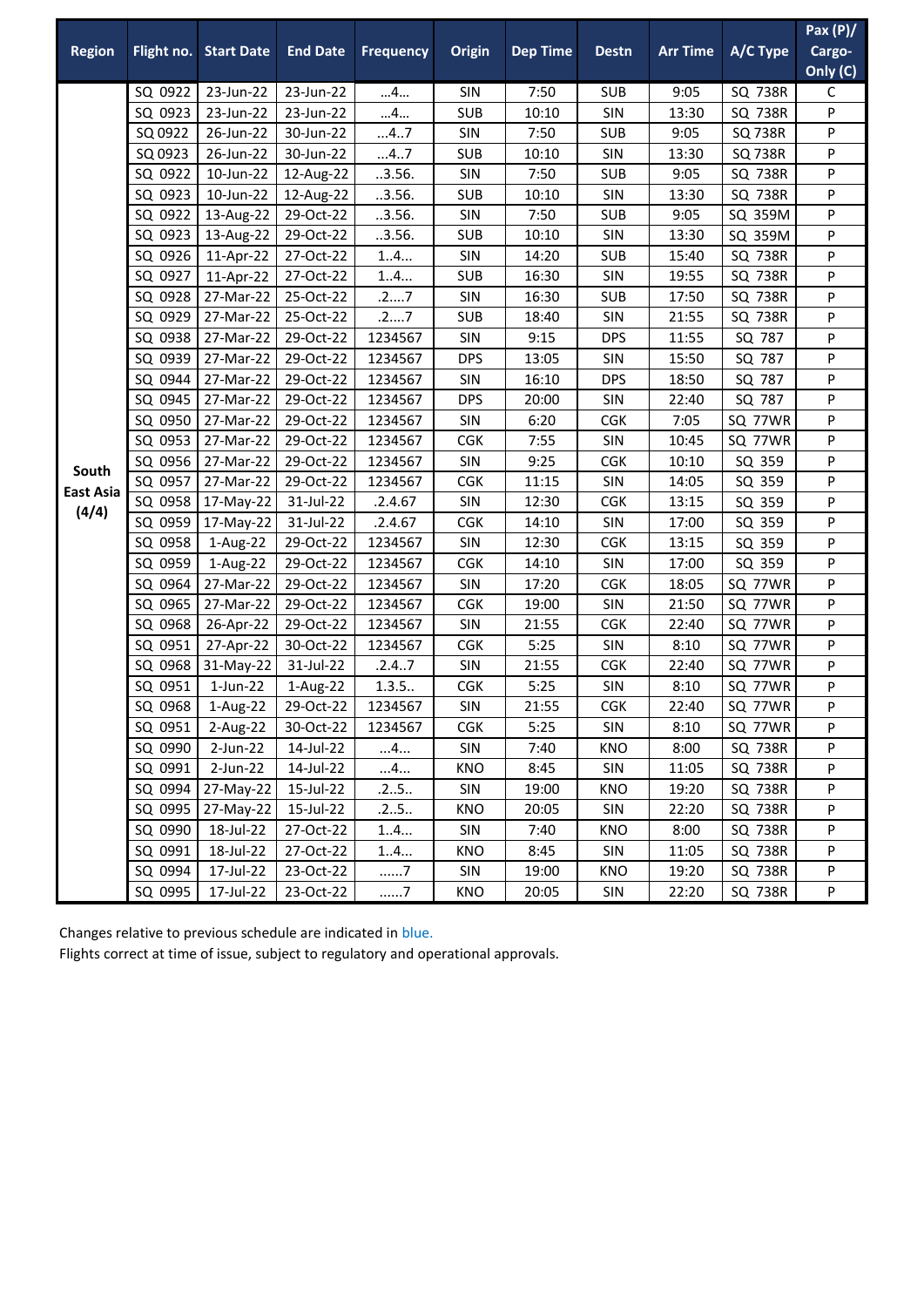| Region | Flight no. | Start Date | End Date | Frequency | Origin | Dep Time | Destn | Arr Time | A/C Type | Pax (P)/ Cargo-Only (C) |
|---|---|---|---|---|---|---|---|---|---|---|
| South East Asia (4/4) | SQ 0922 | 23-Jun-22 | 23-Jun-22 | ...4... | SIN | 7:50 | SUB | 9:05 | SQ 738R | C |
| | SQ 0923 | 23-Jun-22 | 23-Jun-22 | ...4... | SUB | 10:10 | SIN | 13:30 | SQ 738R | P |
| | SQ 0922 | 26-Jun-22 | 30-Jun-22 | ...4..7 | SIN | 7:50 | SUB | 9:05 | SQ 738R | P |
| | SQ 0923 | 26-Jun-22 | 30-Jun-22 | ...4..7 | SUB | 10:10 | SIN | 13:30 | SQ 738R | P |
| | SQ 0922 | 10-Jun-22 | 12-Aug-22 | ..3.56. | SIN | 7:50 | SUB | 9:05 | SQ 738R | P |
| | SQ 0923 | 10-Jun-22 | 12-Aug-22 | ..3.56. | SUB | 10:10 | SIN | 13:30 | SQ 738R | P |
| | SQ 0922 | 13-Aug-22 | 29-Oct-22 | ..3.56. | SIN | 7:50 | SUB | 9:05 | SQ 359M | P |
| | SQ 0923 | 13-Aug-22 | 29-Oct-22 | ..3.56. | SUB | 10:10 | SIN | 13:30 | SQ 359M | P |
| | SQ 0926 | 11-Apr-22 | 27-Oct-22 | 1..4... | SIN | 14:20 | SUB | 15:40 | SQ 738R | P |
| | SQ 0927 | 11-Apr-22 | 27-Oct-22 | 1..4... | SUB | 16:30 | SIN | 19:55 | SQ 738R | P |
| | SQ 0928 | 27-Mar-22 | 25-Oct-22 | .2....7 | SIN | 16:30 | SUB | 17:50 | SQ 738R | P |
| | SQ 0929 | 27-Mar-22 | 25-Oct-22 | .2....7 | SUB | 18:40 | SIN | 21:55 | SQ 738R | P |
| | SQ 0938 | 27-Mar-22 | 29-Oct-22 | 1234567 | SIN | 9:15 | DPS | 11:55 | SQ 787 | P |
| | SQ 0939 | 27-Mar-22 | 29-Oct-22 | 1234567 | DPS | 13:05 | SIN | 15:50 | SQ 787 | P |
| | SQ 0944 | 27-Mar-22 | 29-Oct-22 | 1234567 | SIN | 16:10 | DPS | 18:50 | SQ 787 | P |
| | SQ 0945 | 27-Mar-22 | 29-Oct-22 | 1234567 | DPS | 20:00 | SIN | 22:40 | SQ 787 | P |
| | SQ 0950 | 27-Mar-22 | 29-Oct-22 | 1234567 | SIN | 6:20 | CGK | 7:05 | SQ 77WR | P |
| | SQ 0953 | 27-Mar-22 | 29-Oct-22 | 1234567 | CGK | 7:55 | SIN | 10:45 | SQ 77WR | P |
| | SQ 0956 | 27-Mar-22 | 29-Oct-22 | 1234567 | SIN | 9:25 | CGK | 10:10 | SQ 359 | P |
| | SQ 0957 | 27-Mar-22 | 29-Oct-22 | 1234567 | CGK | 11:15 | SIN | 14:05 | SQ 359 | P |
| | SQ 0958 | 17-May-22 | 31-Jul-22 | .2.4.67 | SIN | 12:30 | CGK | 13:15 | SQ 359 | P |
| | SQ 0959 | 17-May-22 | 31-Jul-22 | .2.4.67 | CGK | 14:10 | SIN | 17:00 | SQ 359 | P |
| | SQ 0958 | 1-Aug-22 | 29-Oct-22 | 1234567 | SIN | 12:30 | CGK | 13:15 | SQ 359 | P |
| | SQ 0959 | 1-Aug-22 | 29-Oct-22 | 1234567 | CGK | 14:10 | SIN | 17:00 | SQ 359 | P |
| | SQ 0964 | 27-Mar-22 | 29-Oct-22 | 1234567 | SIN | 17:20 | CGK | 18:05 | SQ 77WR | P |
| | SQ 0965 | 27-Mar-22 | 29-Oct-22 | 1234567 | CGK | 19:00 | SIN | 21:50 | SQ 77WR | P |
| | SQ 0968 | 26-Apr-22 | 29-Oct-22 | 1234567 | SIN | 21:55 | CGK | 22:40 | SQ 77WR | P |
| | SQ 0951 | 27-Apr-22 | 30-Oct-22 | 1234567 | CGK | 5:25 | SIN | 8:10 | SQ 77WR | P |
| | SQ 0968 | 31-May-22 | 31-Jul-22 | .2.4..7 | SIN | 21:55 | CGK | 22:40 | SQ 77WR | P |
| | SQ 0951 | 1-Jun-22 | 1-Aug-22 | 1.3.5.. | CGK | 5:25 | SIN | 8:10 | SQ 77WR | P |
| | SQ 0968 | 1-Aug-22 | 29-Oct-22 | 1234567 | SIN | 21:55 | CGK | 22:40 | SQ 77WR | P |
| | SQ 0951 | 2-Aug-22 | 30-Oct-22 | 1234567 | CGK | 5:25 | SIN | 8:10 | SQ 77WR | P |
| | SQ 0990 | 2-Jun-22 | 14-Jul-22 | ...4... | SIN | 7:40 | KNO | 8:00 | SQ 738R | P |
| | SQ 0991 | 2-Jun-22 | 14-Jul-22 | ...4... | KNO | 8:45 | SIN | 11:05 | SQ 738R | P |
| | SQ 0994 | 27-May-22 | 15-Jul-22 | .2..5.. | SIN | 19:00 | KNO | 19:20 | SQ 738R | P |
| | SQ 0995 | 27-May-22 | 15-Jul-22 | .2..5.. | KNO | 20:05 | SIN | 22:20 | SQ 738R | P |
| | SQ 0990 | 18-Jul-22 | 27-Oct-22 | 1..4... | SIN | 7:40 | KNO | 8:00 | SQ 738R | P |
| | SQ 0991 | 18-Jul-22 | 27-Oct-22 | 1..4... | KNO | 8:45 | SIN | 11:05 | SQ 738R | P |
| | SQ 0994 | 17-Jul-22 | 23-Oct-22 | ......7 | SIN | 19:00 | KNO | 19:20 | SQ 738R | P |
| | SQ 0995 | 17-Jul-22 | 23-Oct-22 | ......7 | KNO | 20:05 | SIN | 22:20 | SQ 738R | P |

Changes relative to previous schedule are indicated in blue.

Flights correct at time of issue, subject to regulatory and operational approvals.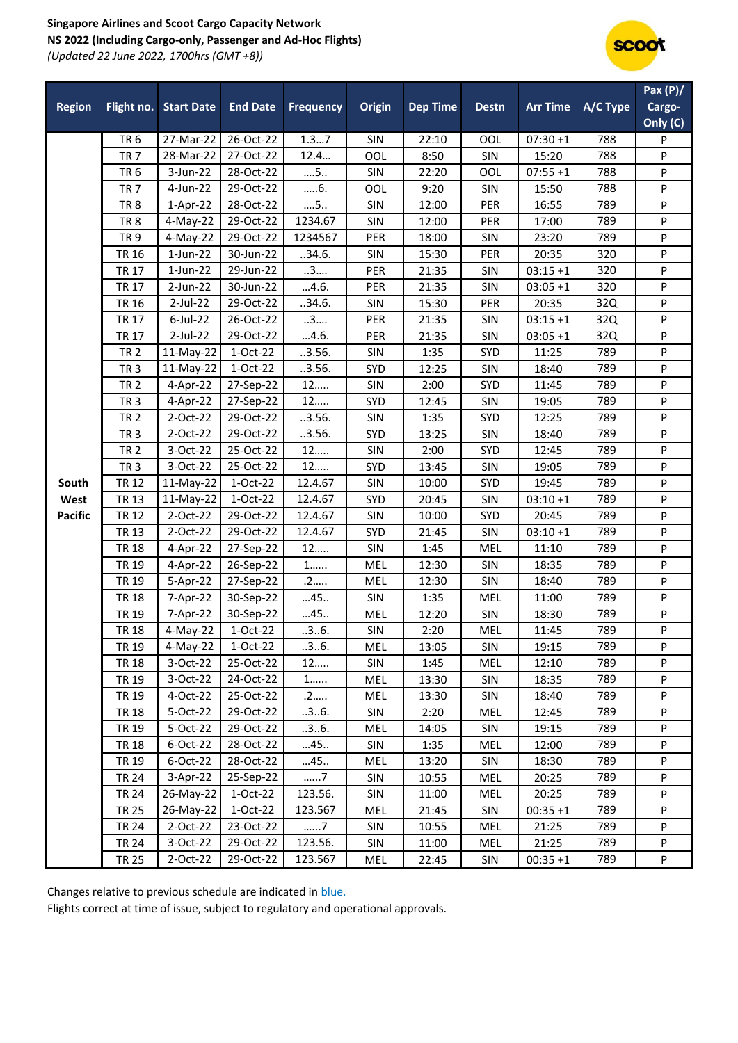**Singapore Airlines and Scoot Cargo Capacity Network**
**NS 2022 (Including Cargo-only, Passenger and Ad-Hoc Flights)**
*(Updated 22 June 2022, 1700hrs (GMT +8))*

| Region | Flight no. | Start Date | End Date | Frequency | Origin | Dep Time | Destn | Arr Time | A/C Type | Pax (P)/ Cargo-Only (C) |
|---|---|---|---|---|---|---|---|---|---|---|
| South West Pacific | TR 6 | 27-Mar-22 | 26-Oct-22 | 1.3…7 | SIN | 22:10 | OOL | 07:30 +1 | 788 | P |
| | TR 7 | 28-Mar-22 | 27-Oct-22 | 12.4… | OOL | 8:50 | SIN | 15:20 | 788 | P |
| | TR 6 | 3-Jun-22 | 28-Oct-22 | ….5.. | SIN | 22:20 | OOL | 07:55 +1 | 788 | P |
| | TR 7 | 4-Jun-22 | 29-Oct-22 | …..6. | OOL | 9:20 | SIN | 15:50 | 788 | P |
| | TR 8 | 1-Apr-22 | 28-Oct-22 | ….5.. | SIN | 12:00 | PER | 16:55 | 789 | P |
| | TR 8 | 4-May-22 | 29-Oct-22 | 1234.67 | SIN | 12:00 | PER | 17:00 | 789 | P |
| | TR 9 | 4-May-22 | 29-Oct-22 | 1234567 | PER | 18:00 | SIN | 23:20 | 789 | P |
| | TR 16 | 1-Jun-22 | 30-Jun-22 | ..34.6. | SIN | 15:30 | PER | 20:35 | 320 | P |
| | TR 17 | 1-Jun-22 | 29-Jun-22 | ..3…. | PER | 21:35 | SIN | 03:15 +1 | 320 | P |
| | TR 17 | 2-Jun-22 | 30-Jun-22 | …4.6. | PER | 21:35 | SIN | 03:05 +1 | 320 | P |
| | TR 16 | 2-Jul-22 | 29-Oct-22 | ..34.6. | SIN | 15:30 | PER | 20:35 | 32Q | P |
| | TR 17 | 6-Jul-22 | 26-Oct-22 | ..3…. | PER | 21:35 | SIN | 03:15 +1 | 32Q | P |
| | TR 17 | 2-Jul-22 | 29-Oct-22 | …4.6. | PER | 21:35 | SIN | 03:05 +1 | 32Q | P |
| | TR 2 | 11-May-22 | 1-Oct-22 | ..3.56. | SIN | 1:35 | SYD | 11:25 | 789 | P |
| | TR 3 | 11-May-22 | 1-Oct-22 | ..3.56. | SYD | 12:25 | SIN | 18:40 | 789 | P |
| | TR 2 | 4-Apr-22 | 27-Sep-22 | 12….. | SIN | 2:00 | SYD | 11:45 | 789 | P |
| | TR 3 | 4-Apr-22 | 27-Sep-22 | 12….. | SYD | 12:45 | SIN | 19:05 | 789 | P |
| | TR 2 | 2-Oct-22 | 29-Oct-22 | ..3.56. | SIN | 1:35 | SYD | 12:25 | 789 | P |
| | TR 3 | 2-Oct-22 | 29-Oct-22 | ..3.56. | SYD | 13:25 | SIN | 18:40 | 789 | P |
| | TR 2 | 3-Oct-22 | 25-Oct-22 | 12….. | SIN | 2:00 | SYD | 12:45 | 789 | P |
| | TR 3 | 3-Oct-22 | 25-Oct-22 | 12….. | SYD | 13:45 | SIN | 19:05 | 789 | P |
| | TR 12 | 11-May-22 | 1-Oct-22 | 12.4.67 | SIN | 10:00 | SYD | 19:45 | 789 | P |
| | TR 13 | 11-May-22 | 1-Oct-22 | 12.4.67 | SYD | 20:45 | SIN | 03:10 +1 | 789 | P |
| | TR 12 | 2-Oct-22 | 29-Oct-22 | 12.4.67 | SIN | 10:00 | SYD | 20:45 | 789 | P |
| | TR 13 | 2-Oct-22 | 29-Oct-22 | 12.4.67 | SYD | 21:45 | SIN | 03:10 +1 | 789 | P |
| | TR 18 | 4-Apr-22 | 27-Sep-22 | 12….. | SIN | 1:45 | MEL | 11:10 | 789 | P |
| | TR 19 | 4-Apr-22 | 26-Sep-22 | 1…… | MEL | 12:30 | SIN | 18:35 | 789 | P |
| | TR 19 | 5-Apr-22 | 27-Sep-22 | .2….. | MEL | 12:30 | SIN | 18:40 | 789 | P |
| | TR 18 | 7-Apr-22 | 30-Sep-22 | …45.. | SIN | 1:35 | MEL | 11:00 | 789 | P |
| | TR 19 | 7-Apr-22 | 30-Sep-22 | …45.. | MEL | 12:20 | SIN | 18:30 | 789 | P |
| | TR 18 | 4-May-22 | 1-Oct-22 | ..3..6. | SIN | 2:20 | MEL | 11:45 | 789 | P |
| | TR 19 | 4-May-22 | 1-Oct-22 | ..3..6. | MEL | 13:05 | SIN | 19:15 | 789 | P |
| | TR 18 | 3-Oct-22 | 25-Oct-22 | 12….. | SIN | 1:45 | MEL | 12:10 | 789 | P |
| | TR 19 | 3-Oct-22 | 24-Oct-22 | 1…… | MEL | 13:30 | SIN | 18:35 | 789 | P |
| | TR 19 | 4-Oct-22 | 25-Oct-22 | .2….. | MEL | 13:30 | SIN | 18:40 | 789 | P |
| | TR 18 | 5-Oct-22 | 29-Oct-22 | ..3..6. | SIN | 2:20 | MEL | 12:45 | 789 | P |
| | TR 19 | 5-Oct-22 | 29-Oct-22 | ..3..6. | MEL | 14:05 | SIN | 19:15 | 789 | P |
| | TR 18 | 6-Oct-22 | 28-Oct-22 | …45.. | SIN | 1:35 | MEL | 12:00 | 789 | P |
| | TR 19 | 6-Oct-22 | 28-Oct-22 | …45.. | MEL | 13:20 | SIN | 18:30 | 789 | P |
| | TR 24 | 3-Apr-22 | 25-Sep-22 | ……7 | SIN | 10:55 | MEL | 20:25 | 789 | P |
| | TR 24 | 26-May-22 | 1-Oct-22 | 123.56. | SIN | 11:00 | MEL | 20:25 | 789 | P |
| | TR 25 | 26-May-22 | 1-Oct-22 | 123.567 | MEL | 21:45 | SIN | 00:35 +1 | 789 | P |
| | TR 24 | 2-Oct-22 | 23-Oct-22 | ……7 | SIN | 10:55 | MEL | 21:25 | 789 | P |
| | TR 24 | 3-Oct-22 | 29-Oct-22 | 123.56. | SIN | 11:00 | MEL | 21:25 | 789 | P |
| | TR 25 | 2-Oct-22 | 29-Oct-22 | 123.567 | MEL | 22:45 | SIN | 00:35 +1 | 789 | P |

Changes relative to previous schedule are indicated in blue.

Flights correct at time of issue, subject to regulatory and operational approvals.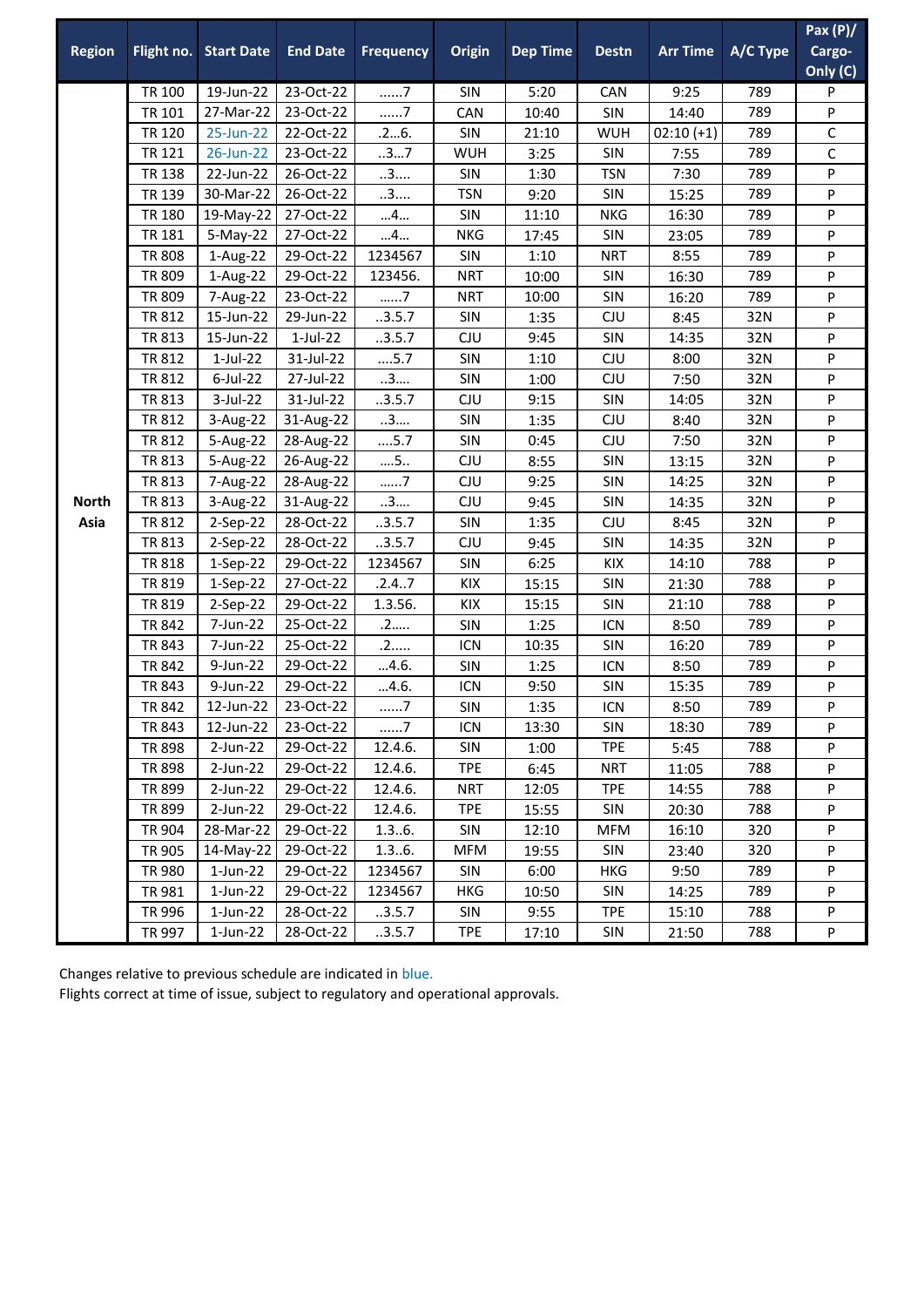| Region | Flight no. | Start Date | End Date | Frequency | Origin | Dep Time | Destn | Arr Time | A/C Type | Pax (P)/ Cargo-Only (C) |
|---|---|---|---|---|---|---|---|---|---|---|
| North Asia | TR 100 | 19-Jun-22 | 23-Oct-22 | ......7 | SIN | 5:20 | CAN | 9:25 | 789 | P |
| | TR 101 | 27-Mar-22 | 23-Oct-22 | ......7 | CAN | 10:40 | SIN | 14:40 | 789 | P |
| | TR 120 | 25-Jun-22 | 22-Oct-22 | .2...6. | SIN | 21:10 | WUH | 02:10 (+1) | 789 | C |
| | TR 121 | 26-Jun-22 | 23-Oct-22 | ..3...7 | WUH | 3:25 | SIN | 7:55 | 789 | C |
| | TR 138 | 22-Jun-22 | 26-Oct-22 | ..3.... | SIN | 1:30 | TSN | 7:30 | 789 | P |
| | TR 139 | 30-Mar-22 | 26-Oct-22 | ..3.... | TSN | 9:20 | SIN | 15:25 | 789 | P |
| | TR 180 | 19-May-22 | 27-Oct-22 | ...4... | SIN | 11:10 | NKG | 16:30 | 789 | P |
| | TR 181 | 5-May-22 | 27-Oct-22 | ...4... | NKG | 17:45 | SIN | 23:05 | 789 | P |
| | TR 808 | 1-Aug-22 | 29-Oct-22 | 1234567 | SIN | 1:10 | NRT | 8:55 | 789 | P |
| | TR 809 | 1-Aug-22 | 29-Oct-22 | 123456. | NRT | 10:00 | SIN | 16:30 | 789 | P |
| | TR 809 | 7-Aug-22 | 23-Oct-22 | ......7 | NRT | 10:00 | SIN | 16:20 | 789 | P |
| | TR 812 | 15-Jun-22 | 29-Jun-22 | ..3.5.7 | SIN | 1:35 | CJU | 8:45 | 32N | P |
| | TR 813 | 15-Jun-22 | 1-Jul-22 | ..3.5.7 | CJU | 9:45 | SIN | 14:35 | 32N | P |
| | TR 812 | 1-Jul-22 | 31-Jul-22 | ....5.7 | SIN | 1:10 | CJU | 8:00 | 32N | P |
| | TR 812 | 6-Jul-22 | 27-Jul-22 | ..3.... | SIN | 1:00 | CJU | 7:50 | 32N | P |
| | TR 813 | 3-Jul-22 | 31-Jul-22 | ..3.5.7 | CJU | 9:15 | SIN | 14:05 | 32N | P |
| | TR 812 | 3-Aug-22 | 31-Aug-22 | ..3.... | SIN | 1:35 | CJU | 8:40 | 32N | P |
| | TR 812 | 5-Aug-22 | 28-Aug-22 | ....5.7 | SIN | 0:45 | CJU | 7:50 | 32N | P |
| | TR 813 | 5-Aug-22 | 26-Aug-22 | ....5.. | CJU | 8:55 | SIN | 13:15 | 32N | P |
| | TR 813 | 7-Aug-22 | 28-Aug-22 | ......7 | CJU | 9:25 | SIN | 14:25 | 32N | P |
| | TR 813 | 3-Aug-22 | 31-Aug-22 | ..3.... | CJU | 9:45 | SIN | 14:35 | 32N | P |
| | TR 812 | 2-Sep-22 | 28-Oct-22 | ..3.5.7 | SIN | 1:35 | CJU | 8:45 | 32N | P |
| | TR 813 | 2-Sep-22 | 28-Oct-22 | ..3.5.7 | CJU | 9:45 | SIN | 14:35 | 32N | P |
| | TR 818 | 1-Sep-22 | 29-Oct-22 | 1234567 | SIN | 6:25 | KIX | 14:10 | 788 | P |
| | TR 819 | 1-Sep-22 | 27-Oct-22 | .2.4..7 | KIX | 15:15 | SIN | 21:30 | 788 | P |
| | TR 819 | 2-Sep-22 | 29-Oct-22 | 1.3.56. | KIX | 15:15 | SIN | 21:10 | 788 | P |
| | TR 842 | 7-Jun-22 | 25-Oct-22 | .2..... | SIN | 1:25 | ICN | 8:50 | 789 | P |
| | TR 843 | 7-Jun-22 | 25-Oct-22 | .2..... | ICN | 10:35 | SIN | 16:20 | 789 | P |
| | TR 842 | 9-Jun-22 | 29-Oct-22 | ...4.6. | SIN | 1:25 | ICN | 8:50 | 789 | P |
| | TR 843 | 9-Jun-22 | 29-Oct-22 | ...4.6. | ICN | 9:50 | SIN | 15:35 | 789 | P |
| | TR 842 | 12-Jun-22 | 23-Oct-22 | ......7 | SIN | 1:35 | ICN | 8:50 | 789 | P |
| | TR 843 | 12-Jun-22 | 23-Oct-22 | ......7 | ICN | 13:30 | SIN | 18:30 | 789 | P |
| | TR 898 | 2-Jun-22 | 29-Oct-22 | 12.4.6. | SIN | 1:00 | TPE | 5:45 | 788 | P |
| | TR 898 | 2-Jun-22 | 29-Oct-22 | 12.4.6. | TPE | 6:45 | NRT | 11:05 | 788 | P |
| | TR 899 | 2-Jun-22 | 29-Oct-22 | 12.4.6. | NRT | 12:05 | TPE | 14:55 | 788 | P |
| | TR 899 | 2-Jun-22 | 29-Oct-22 | 12.4.6. | TPE | 15:55 | SIN | 20:30 | 788 | P |
| | TR 904 | 28-Mar-22 | 29-Oct-22 | 1.3..6. | SIN | 12:10 | MFM | 16:10 | 320 | P |
| | TR 905 | 14-May-22 | 29-Oct-22 | 1.3..6. | MFM | 19:55 | SIN | 23:40 | 320 | P |
| | TR 980 | 1-Jun-22 | 29-Oct-22 | 1234567 | SIN | 6:00 | HKG | 9:50 | 789 | P |
| | TR 981 | 1-Jun-22 | 29-Oct-22 | 1234567 | HKG | 10:50 | SIN | 14:25 | 789 | P |
| | TR 996 | 1-Jun-22 | 28-Oct-22 | ..3.5.7 | SIN | 9:55 | TPE | 15:10 | 788 | P |
| | TR 997 | 1-Jun-22 | 28-Oct-22 | ..3.5.7 | TPE | 17:10 | SIN | 21:50 | 788 | P |

Changes relative to previous schedule are indicated in blue.
Flights correct at time of issue, subject to regulatory and operational approvals.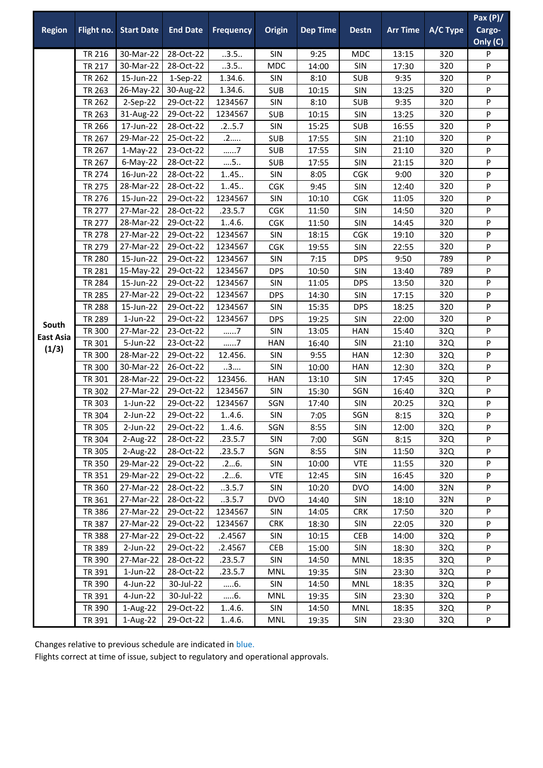| Region | Flight no. | Start Date | End Date | Frequency | Origin | Dep Time | Destn | Arr Time | A/C Type | Pax (P)/ Cargo-Only (C) |
|---|---|---|---|---|---|---|---|---|---|---|
| South East Asia (1/3) | TR 216 | 30-Mar-22 | 28-Oct-22 | ..3.5.. | SIN | 9:25 | MDC | 13:15 | 320 | P |
| | TR 217 | 30-Mar-22 | 28-Oct-22 | ..3.5.. | MDC | 14:00 | SIN | 17:30 | 320 | P |
| | TR 262 | 15-Jun-22 | 1-Sep-22 | 1.34.6. | SIN | 8:10 | SUB | 9:35 | 320 | P |
| | TR 263 | 26-May-22 | 30-Aug-22 | 1.34.6. | SUB | 10:15 | SIN | 13:25 | 320 | P |
| | TR 262 | 2-Sep-22 | 29-Oct-22 | 1234567 | SIN | 8:10 | SUB | 9:35 | 320 | P |
| | TR 263 | 31-Aug-22 | 29-Oct-22 | 1234567 | SUB | 10:15 | SIN | 13:25 | 320 | P |
| | TR 266 | 17-Jun-22 | 28-Oct-22 | .2..5.7 | SIN | 15:25 | SUB | 16:55 | 320 | P |
| | TR 267 | 29-Mar-22 | 25-Oct-22 | .2..... | SUB | 17:55 | SIN | 21:10 | 320 | P |
| | TR 267 | 1-May-22 | 23-Oct-22 | ......7 | SUB | 17:55 | SIN | 21:10 | 320 | P |
| | TR 267 | 6-May-22 | 28-Oct-22 | ....5.. | SUB | 17:55 | SIN | 21:15 | 320 | P |
| | TR 274 | 16-Jun-22 | 28-Oct-22 | 1..45.. | SIN | 8:05 | CGK | 9:00 | 320 | P |
| | TR 275 | 28-Mar-22 | 28-Oct-22 | 1..45.. | CGK | 9:45 | SIN | 12:40 | 320 | P |
| | TR 276 | 15-Jun-22 | 29-Oct-22 | 1234567 | SIN | 10:10 | CGK | 11:05 | 320 | P |
| | TR 277 | 27-Mar-22 | 28-Oct-22 | .23.5.7 | CGK | 11:50 | SIN | 14:50 | 320 | P |
| | TR 277 | 28-Mar-22 | 29-Oct-22 | 1..4.6. | CGK | 11:50 | SIN | 14:45 | 320 | P |
| | TR 278 | 27-Mar-22 | 29-Oct-22 | 1234567 | SIN | 18:15 | CGK | 19:10 | 320 | P |
| | TR 279 | 27-Mar-22 | 29-Oct-22 | 1234567 | CGK | 19:55 | SIN | 22:55 | 320 | P |
| | TR 280 | 15-Jun-22 | 29-Oct-22 | 1234567 | SIN | 7:15 | DPS | 9:50 | 789 | P |
| | TR 281 | 15-May-22 | 29-Oct-22 | 1234567 | DPS | 10:50 | SIN | 13:40 | 789 | P |
| | TR 284 | 15-Jun-22 | 29-Oct-22 | 1234567 | SIN | 11:05 | DPS | 13:50 | 320 | P |
| | TR 285 | 27-Mar-22 | 29-Oct-22 | 1234567 | DPS | 14:30 | SIN | 17:15 | 320 | P |
| | TR 288 | 15-Jun-22 | 29-Oct-22 | 1234567 | SIN | 15:35 | DPS | 18:25 | 320 | P |
| | TR 289 | 1-Jun-22 | 29-Oct-22 | 1234567 | DPS | 19:25 | SIN | 22:00 | 320 | P |
| | TR 300 | 27-Mar-22 | 23-Oct-22 | ......7 | SIN | 13:05 | HAN | 15:40 | 32Q | P |
| | TR 301 | 5-Jun-22 | 23-Oct-22 | ......7 | HAN | 16:40 | SIN | 21:10 | 32Q | P |
| | TR 300 | 28-Mar-22 | 29-Oct-22 | 12.456. | SIN | 9:55 | HAN | 12:30 | 32Q | P |
| | TR 300 | 30-Mar-22 | 26-Oct-22 | ..3.... | SIN | 10:00 | HAN | 12:30 | 32Q | P |
| | TR 301 | 28-Mar-22 | 29-Oct-22 | 123456. | HAN | 13:10 | SIN | 17:45 | 32Q | P |
| | TR 302 | 27-Mar-22 | 29-Oct-22 | 1234567 | SIN | 15:30 | SGN | 16:40 | 32Q | P |
| | TR 303 | 1-Jun-22 | 29-Oct-22 | 1234567 | SGN | 17:40 | SIN | 20:25 | 32Q | P |
| | TR 304 | 2-Jun-22 | 29-Oct-22 | 1..4.6. | SIN | 7:05 | SGN | 8:15 | 32Q | P |
| | TR 305 | 2-Jun-22 | 29-Oct-22 | 1..4.6. | SGN | 8:55 | SIN | 12:00 | 32Q | P |
| | TR 304 | 2-Aug-22 | 28-Oct-22 | .23.5.7 | SIN | 7:00 | SGN | 8:15 | 32Q | P |
| | TR 305 | 2-Aug-22 | 28-Oct-22 | .23.5.7 | SGN | 8:55 | SIN | 11:50 | 32Q | P |
| | TR 350 | 29-Mar-22 | 29-Oct-22 | .2...6. | SIN | 10:00 | VTE | 11:55 | 320 | P |
| | TR 351 | 29-Mar-22 | 29-Oct-22 | .2...6. | VTE | 12:45 | SIN | 16:45 | 320 | P |
| | TR 360 | 27-Mar-22 | 28-Oct-22 | ..3.5.7 | SIN | 10:20 | DVO | 14:00 | 32N | P |
| | TR 361 | 27-Mar-22 | 28-Oct-22 | ..3.5.7 | DVO | 14:40 | SIN | 18:10 | 32N | P |
| | TR 386 | 27-Mar-22 | 29-Oct-22 | 1234567 | SIN | 14:05 | CRK | 17:50 | 320 | P |
| | TR 387 | 27-Mar-22 | 29-Oct-22 | 1234567 | CRK | 18:30 | SIN | 22:05 | 320 | P |
| | TR 388 | 27-Mar-22 | 29-Oct-22 | .2.4567 | SIN | 10:15 | CEB | 14:00 | 32Q | P |
| | TR 389 | 2-Jun-22 | 29-Oct-22 | .2.4567 | CEB | 15:00 | SIN | 18:30 | 32Q | P |
| | TR 390 | 27-Mar-22 | 28-Oct-22 | .23.5.7 | SIN | 14:50 | MNL | 18:35 | 32Q | P |
| | TR 391 | 1-Jun-22 | 28-Oct-22 | .23.5.7 | MNL | 19:35 | SIN | 23:30 | 32Q | P |
| | TR 390 | 4-Jun-22 | 30-Jul-22 | .....6. | SIN | 14:50 | MNL | 18:35 | 32Q | P |
| | TR 391 | 4-Jun-22 | 30-Jul-22 | .....6. | MNL | 19:35 | SIN | 23:30 | 32Q | P |
| | TR 390 | 1-Aug-22 | 29-Oct-22 | 1..4.6. | SIN | 14:50 | MNL | 18:35 | 32Q | P |
| | TR 391 | 1-Aug-22 | 29-Oct-22 | 1..4.6. | MNL | 19:35 | SIN | 23:30 | 32Q | P |

Changes relative to previous schedule are indicated in blue.
Flights correct at time of issue, subject to regulatory and operational approvals.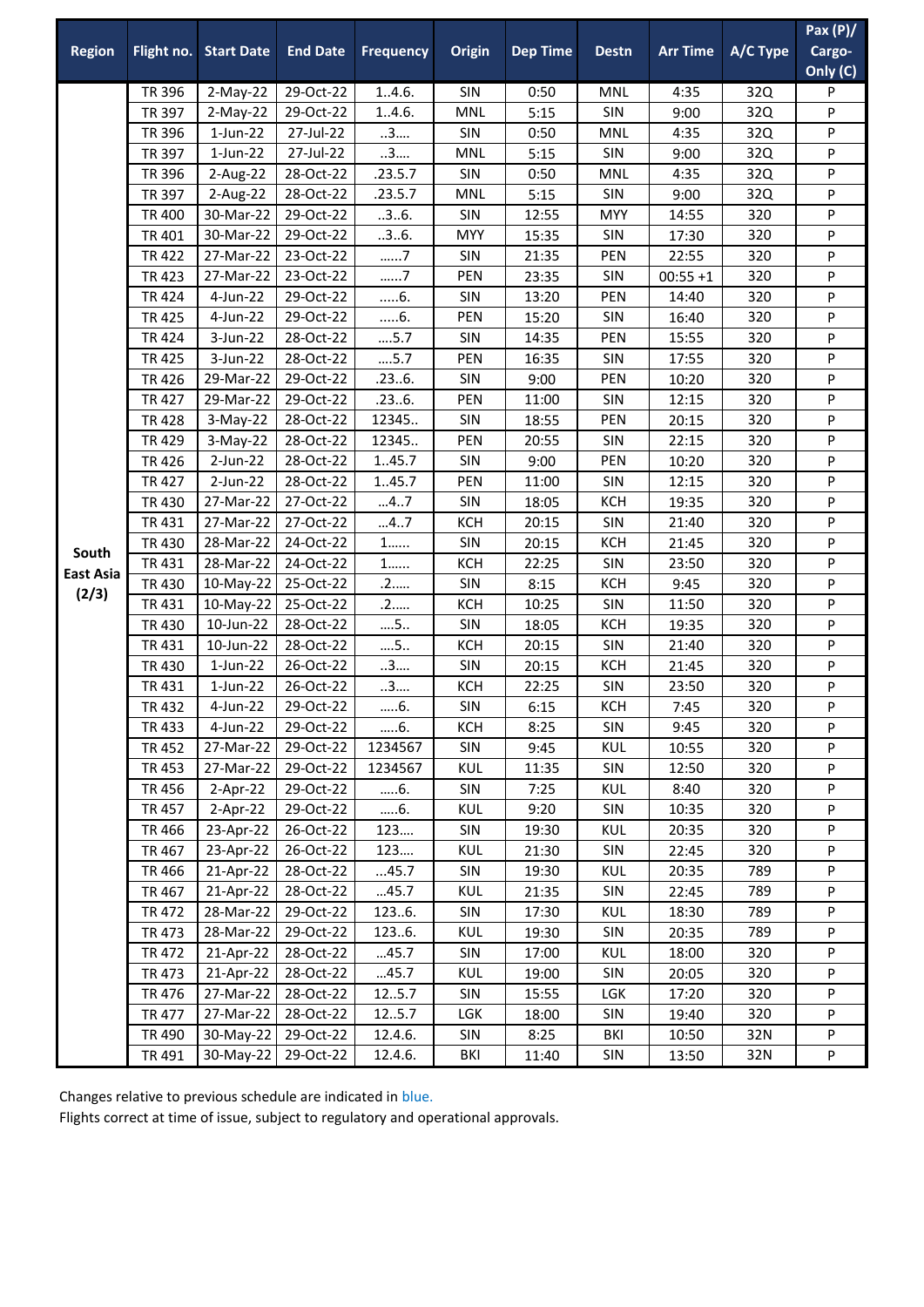| Region | Flight no. | Start Date | End Date | Frequency | Origin | Dep Time | Destn | Arr Time | A/C Type | Pax (P)/ Cargo-Only (C) |
|---|---|---|---|---|---|---|---|---|---|---|
| South East Asia (2/3) | TR 396 | 2-May-22 | 29-Oct-22 | 1..4.6. | SIN | 0:50 | MNL | 4:35 | 32Q | P |
| | TR 397 | 2-May-22 | 29-Oct-22 | 1..4.6. | MNL | 5:15 | SIN | 9:00 | 32Q | P |
| | TR 396 | 1-Jun-22 | 27-Jul-22 | ..3.... | SIN | 0:50 | MNL | 4:35 | 32Q | P |
| | TR 397 | 1-Jun-22 | 27-Jul-22 | ..3.... | MNL | 5:15 | SIN | 9:00 | 32Q | P |
| | TR 396 | 2-Aug-22 | 28-Oct-22 | .23.5.7 | SIN | 0:50 | MNL | 4:35 | 32Q | P |
| | TR 397 | 2-Aug-22 | 28-Oct-22 | .23.5.7 | MNL | 5:15 | SIN | 9:00 | 32Q | P |
| | TR 400 | 30-Mar-22 | 29-Oct-22 | ..3..6. | SIN | 12:55 | MYY | 14:55 | 320 | P |
| | TR 401 | 30-Mar-22 | 29-Oct-22 | ..3..6. | MYY | 15:35 | SIN | 17:30 | 320 | P |
| | TR 422 | 27-Mar-22 | 23-Oct-22 | ......7 | SIN | 21:35 | PEN | 22:55 | 320 | P |
| | TR 423 | 27-Mar-22 | 23-Oct-22 | ......7 | PEN | 23:35 | SIN | 00:55 +1 | 320 | P |
| | TR 424 | 4-Jun-22 | 29-Oct-22 | .....6. | SIN | 13:20 | PEN | 14:40 | 320 | P |
| | TR 425 | 4-Jun-22 | 29-Oct-22 | .....6. | PEN | 15:20 | SIN | 16:40 | 320 | P |
| | TR 424 | 3-Jun-22 | 28-Oct-22 | ....5.7 | SIN | 14:35 | PEN | 15:55 | 320 | P |
| | TR 425 | 3-Jun-22 | 28-Oct-22 | ....5.7 | PEN | 16:35 | SIN | 17:55 | 320 | P |
| | TR 426 | 29-Mar-22 | 29-Oct-22 | .23..6. | SIN | 9:00 | PEN | 10:20 | 320 | P |
| | TR 427 | 29-Mar-22 | 29-Oct-22 | .23..6. | PEN | 11:00 | SIN | 12:15 | 320 | P |
| | TR 428 | 3-May-22 | 28-Oct-22 | 12345.. | SIN | 18:55 | PEN | 20:15 | 320 | P |
| | TR 429 | 3-May-22 | 28-Oct-22 | 12345.. | PEN | 20:55 | SIN | 22:15 | 320 | P |
| | TR 426 | 2-Jun-22 | 28-Oct-22 | 1..45.7 | SIN | 9:00 | PEN | 10:20 | 320 | P |
| | TR 427 | 2-Jun-22 | 28-Oct-22 | 1..45.7 | PEN | 11:00 | SIN | 12:15 | 320 | P |
| | TR 430 | 27-Mar-22 | 27-Oct-22 | ...4..7 | SIN | 18:05 | KCH | 19:35 | 320 | P |
| | TR 431 | 27-Mar-22 | 27-Oct-22 | ...4..7 | KCH | 20:15 | SIN | 21:40 | 320 | P |
| | TR 430 | 28-Mar-22 | 24-Oct-22 | 1...... | SIN | 20:15 | KCH | 21:45 | 320 | P |
| | TR 431 | 28-Mar-22 | 24-Oct-22 | 1...... | KCH | 22:25 | SIN | 23:50 | 320 | P |
| | TR 430 | 10-May-22 | 25-Oct-22 | .2..... | SIN | 8:15 | KCH | 9:45 | 320 | P |
| | TR 431 | 10-May-22 | 25-Oct-22 | .2..... | KCH | 10:25 | SIN | 11:50 | 320 | P |
| | TR 430 | 10-Jun-22 | 28-Oct-22 | ....5.. | SIN | 18:05 | KCH | 19:35 | 320 | P |
| | TR 431 | 10-Jun-22 | 28-Oct-22 | ....5.. | KCH | 20:15 | SIN | 21:40 | 320 | P |
| | TR 430 | 1-Jun-22 | 26-Oct-22 | ..3.... | SIN | 20:15 | KCH | 21:45 | 320 | P |
| | TR 431 | 1-Jun-22 | 26-Oct-22 | ..3.... | KCH | 22:25 | SIN | 23:50 | 320 | P |
| | TR 432 | 4-Jun-22 | 29-Oct-22 | .....6. | SIN | 6:15 | KCH | 7:45 | 320 | P |
| | TR 433 | 4-Jun-22 | 29-Oct-22 | .....6. | KCH | 8:25 | SIN | 9:45 | 320 | P |
| | TR 452 | 27-Mar-22 | 29-Oct-22 | 1234567 | SIN | 9:45 | KUL | 10:55 | 320 | P |
| | TR 453 | 27-Mar-22 | 29-Oct-22 | 1234567 | KUL | 11:35 | SIN | 12:50 | 320 | P |
| | TR 456 | 2-Apr-22 | 29-Oct-22 | .....6. | SIN | 7:25 | KUL | 8:40 | 320 | P |
| | TR 457 | 2-Apr-22 | 29-Oct-22 | .....6. | KUL | 9:20 | SIN | 10:35 | 320 | P |
| | TR 466 | 23-Apr-22 | 26-Oct-22 | 123.... | SIN | 19:30 | KUL | 20:35 | 320 | P |
| | TR 467 | 23-Apr-22 | 26-Oct-22 | 123.... | KUL | 21:30 | SIN | 22:45 | 320 | P |
| | TR 466 | 21-Apr-22 | 28-Oct-22 | ...45.7 | SIN | 19:30 | KUL | 20:35 | 789 | P |
| | TR 467 | 21-Apr-22 | 28-Oct-22 | ...45.7 | KUL | 21:35 | SIN | 22:45 | 789 | P |
| | TR 472 | 28-Mar-22 | 29-Oct-22 | 123..6. | SIN | 17:30 | KUL | 18:30 | 789 | P |
| | TR 473 | 28-Mar-22 | 29-Oct-22 | 123..6. | KUL | 19:30 | SIN | 20:35 | 789 | P |
| | TR 472 | 21-Apr-22 | 28-Oct-22 | ...45.7 | SIN | 17:00 | KUL | 18:00 | 320 | P |
| | TR 473 | 21-Apr-22 | 28-Oct-22 | ...45.7 | KUL | 19:00 | SIN | 20:05 | 320 | P |
| | TR 476 | 27-Mar-22 | 28-Oct-22 | 12..5.7 | SIN | 15:55 | LGK | 17:20 | 320 | P |
| | TR 477 | 27-Mar-22 | 28-Oct-22 | 12..5.7 | LGK | 18:00 | SIN | 19:40 | 320 | P |
| | TR 490 | 30-May-22 | 29-Oct-22 | 12.4.6. | SIN | 8:25 | BKI | 10:50 | 32N | P |
| | TR 491 | 30-May-22 | 29-Oct-22 | 12.4.6. | BKI | 11:40 | SIN | 13:50 | 32N | P |

Changes relative to previous schedule are indicated in blue.

Flights correct at time of issue, subject to regulatory and operational approvals.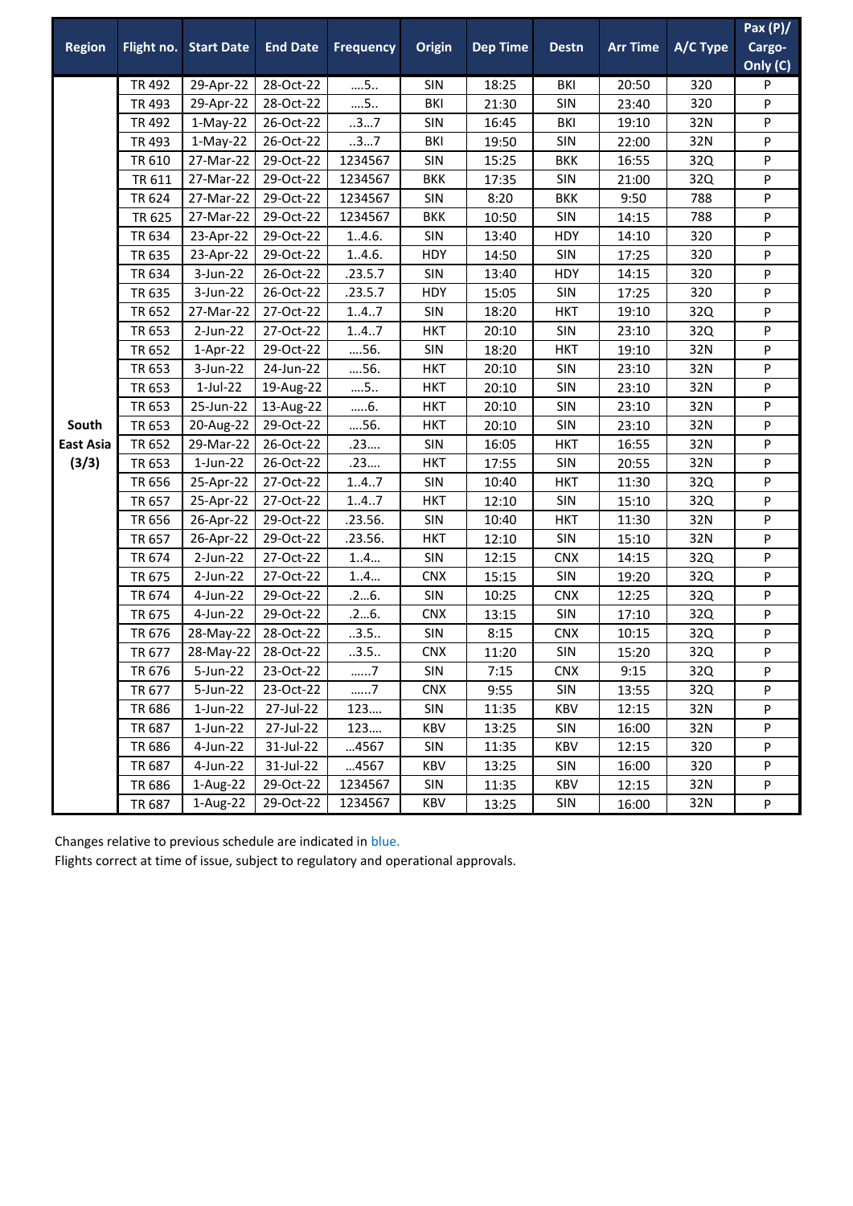| Region | Flight no. | Start Date | End Date | Frequency | Origin | Dep Time | Destn | Arr Time | A/C Type | Pax (P)/ Cargo-Only (C) |
|---|---|---|---|---|---|---|---|---|---|---|
| South East Asia (3/3) | TR 492 | 29-Apr-22 | 28-Oct-22 | ....5.. | SIN | 18:25 | BKI | 20:50 | 320 | P |
| | TR 493 | 29-Apr-22 | 28-Oct-22 | ....5.. | BKI | 21:30 | SIN | 23:40 | 320 | P |
| | TR 492 | 1-May-22 | 26-Oct-22 | ..3...7 | SIN | 16:45 | BKI | 19:10 | 32N | P |
| | TR 493 | 1-May-22 | 26-Oct-22 | ..3...7 | BKI | 19:50 | SIN | 22:00 | 32N | P |
| | TR 610 | 27-Mar-22 | 29-Oct-22 | 1234567 | SIN | 15:25 | BKK | 16:55 | 32Q | P |
| | TR 611 | 27-Mar-22 | 29-Oct-22 | 1234567 | BKK | 17:35 | SIN | 21:00 | 32Q | P |
| | TR 624 | 27-Mar-22 | 29-Oct-22 | 1234567 | SIN | 8:20 | BKK | 9:50 | 788 | P |
| | TR 625 | 27-Mar-22 | 29-Oct-22 | 1234567 | BKK | 10:50 | SIN | 14:15 | 788 | P |
| | TR 634 | 23-Apr-22 | 29-Oct-22 | 1..4.6. | SIN | 13:40 | HDY | 14:10 | 320 | P |
| | TR 635 | 23-Apr-22 | 29-Oct-22 | 1..4.6. | HDY | 14:50 | SIN | 17:25 | 320 | P |
| | TR 634 | 3-Jun-22 | 26-Oct-22 | .23.5.7 | SIN | 13:40 | HDY | 14:15 | 320 | P |
| | TR 635 | 3-Jun-22 | 26-Oct-22 | .23.5.7 | HDY | 15:05 | SIN | 17:25 | 320 | P |
| | TR 652 | 27-Mar-22 | 27-Oct-22 | 1..4..7 | SIN | 18:20 | HKT | 19:10 | 32Q | P |
| | TR 653 | 2-Jun-22 | 27-Oct-22 | 1..4..7 | HKT | 20:10 | SIN | 23:10 | 32Q | P |
| | TR 652 | 1-Apr-22 | 29-Oct-22 | ....56. | SIN | 18:20 | HKT | 19:10 | 32N | P |
| | TR 653 | 3-Jun-22 | 24-Jun-22 | ....56. | HKT | 20:10 | SIN | 23:10 | 32N | P |
| | TR 653 | 1-Jul-22 | 19-Aug-22 | ....5.. | HKT | 20:10 | SIN | 23:10 | 32N | P |
| | TR 653 | 25-Jun-22 | 13-Aug-22 | .....6. | HKT | 20:10 | SIN | 23:10 | 32N | P |
| | TR 653 | 20-Aug-22 | 29-Oct-22 | ....56. | HKT | 20:10 | SIN | 23:10 | 32N | P |
| | TR 652 | 29-Mar-22 | 26-Oct-22 | .23.... | SIN | 16:05 | HKT | 16:55 | 32N | P |
| | TR 653 | 1-Jun-22 | 26-Oct-22 | .23.... | HKT | 17:55 | SIN | 20:55 | 32N | P |
| | TR 656 | 25-Apr-22 | 27-Oct-22 | 1..4..7 | SIN | 10:40 | HKT | 11:30 | 32Q | P |
| | TR 657 | 25-Apr-22 | 27-Oct-22 | 1..4..7 | HKT | 12:10 | SIN | 15:10 | 32Q | P |
| | TR 656 | 26-Apr-22 | 29-Oct-22 | .23.56. | SIN | 10:40 | HKT | 11:30 | 32N | P |
| | TR 657 | 26-Apr-22 | 29-Oct-22 | .23.56. | HKT | 12:10 | SIN | 15:10 | 32N | P |
| | TR 674 | 2-Jun-22 | 27-Oct-22 | 1..4... | SIN | 12:15 | CNX | 14:15 | 32Q | P |
| | TR 675 | 2-Jun-22 | 27-Oct-22 | 1..4... | CNX | 15:15 | SIN | 19:20 | 32Q | P |
| | TR 674 | 4-Jun-22 | 29-Oct-22 | .2...6. | SIN | 10:25 | CNX | 12:25 | 32Q | P |
| | TR 675 | 4-Jun-22 | 29-Oct-22 | .2...6. | CNX | 13:15 | SIN | 17:10 | 32Q | P |
| | TR 676 | 28-May-22 | 28-Oct-22 | ..3.5.. | SIN | 8:15 | CNX | 10:15 | 32Q | P |
| | TR 677 | 28-May-22 | 28-Oct-22 | ..3.5.. | CNX | 11:20 | SIN | 15:20 | 32Q | P |
| | TR 676 | 5-Jun-22 | 23-Oct-22 | ......7 | SIN | 7:15 | CNX | 9:15 | 32Q | P |
| | TR 677 | 5-Jun-22 | 23-Oct-22 | ......7 | CNX | 9:55 | SIN | 13:55 | 32Q | P |
| | TR 686 | 1-Jun-22 | 27-Jul-22 | 123.... | SIN | 11:35 | KBV | 12:15 | 32N | P |
| | TR 687 | 1-Jun-22 | 27-Jul-22 | 123.... | KBV | 13:25 | SIN | 16:00 | 32N | P |
| | TR 686 | 4-Jun-22 | 31-Jul-22 | ...4567 | SIN | 11:35 | KBV | 12:15 | 320 | P |
| | TR 687 | 4-Jun-22 | 31-Jul-22 | ...4567 | KBV | 13:25 | SIN | 16:00 | 320 | P |
| | TR 686 | 1-Aug-22 | 29-Oct-22 | 1234567 | SIN | 11:35 | KBV | 12:15 | 32N | P |
| | TR 687 | 1-Aug-22 | 29-Oct-22 | 1234567 | KBV | 13:25 | SIN | 16:00 | 32N | P |

Changes relative to previous schedule are indicated in blue.
Flights correct at time of issue, subject to regulatory and operational approvals.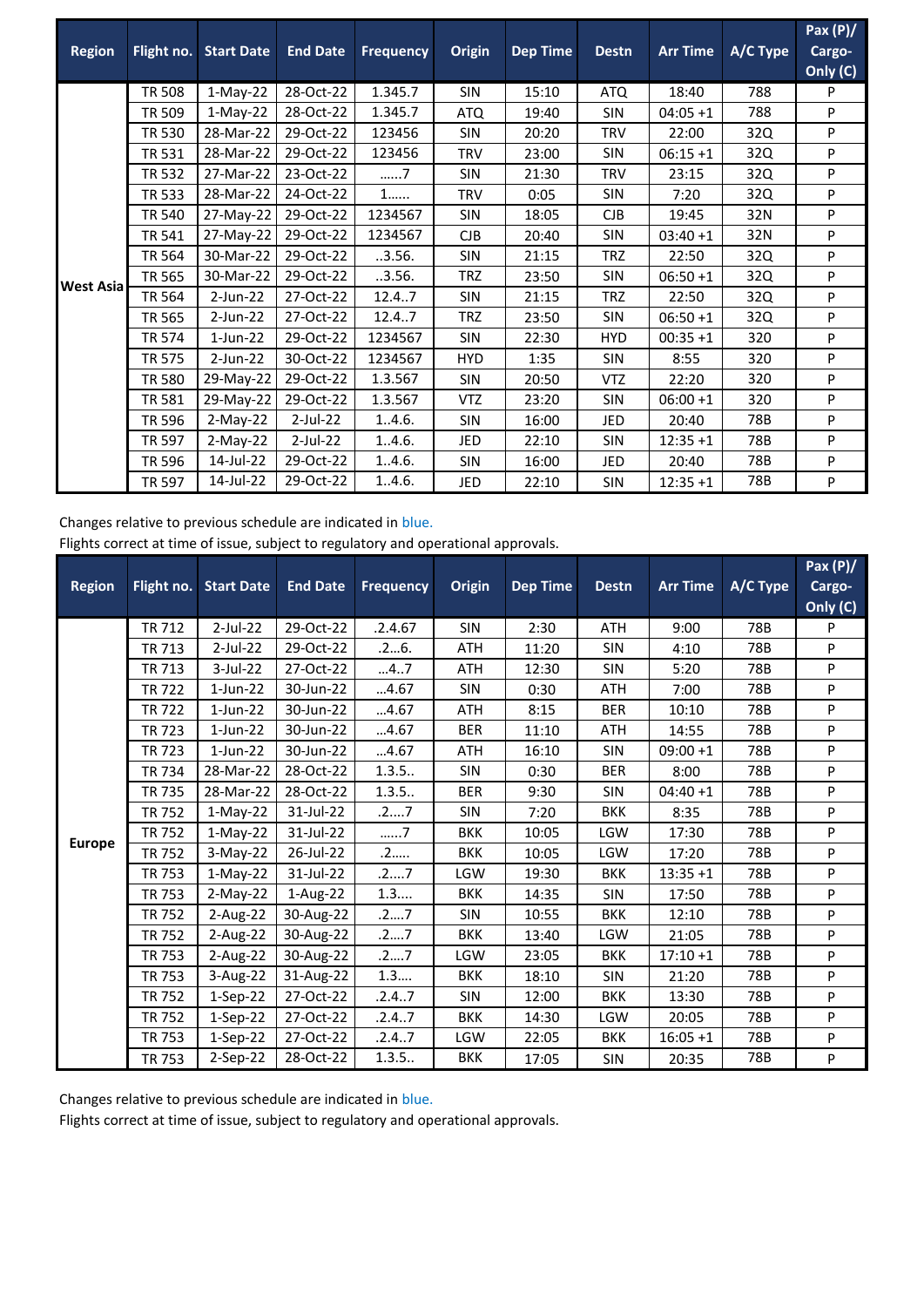| Region | Flight no. | Start Date | End Date | Frequency | Origin | Dep Time | Destn | Arr Time | A/C Type | Pax (P)/ Cargo-Only (C) |
|---|---|---|---|---|---|---|---|---|---|---|
| West Asia | TR 508 | 1-May-22 | 28-Oct-22 | 1.345.7 | SIN | 15:10 | ATQ | 18:40 | 788 | P |
| | TR 509 | 1-May-22 | 28-Oct-22 | 1.345.7 | ATQ | 19:40 | SIN | 04:05 +1 | 788 | P |
| | TR 530 | 28-Mar-22 | 29-Oct-22 | 123456 | SIN | 20:20 | TRV | 22:00 | 32Q | P |
| | TR 531 | 28-Mar-22 | 29-Oct-22 | 123456 | TRV | 23:00 | SIN | 06:15 +1 | 32Q | P |
| | TR 532 | 27-Mar-22 | 23-Oct-22 | ……7 | SIN | 21:30 | TRV | 23:15 | 32Q | P |
| | TR 533 | 28-Mar-22 | 24-Oct-22 | 1…… | TRV | 0:05 | SIN | 7:20 | 32Q | P |
| | TR 540 | 27-May-22 | 29-Oct-22 | 1234567 | SIN | 18:05 | CJB | 19:45 | 32N | P |
| | TR 541 | 27-May-22 | 29-Oct-22 | 1234567 | CJB | 20:40 | SIN | 03:40 +1 | 32N | P |
| | TR 564 | 30-Mar-22 | 29-Oct-22 | ..3.56. | SIN | 21:15 | TRZ | 22:50 | 32Q | P |
| | TR 565 | 30-Mar-22 | 29-Oct-22 | ..3.56. | TRZ | 23:50 | SIN | 06:50 +1 | 32Q | P |
| | TR 564 | 2-Jun-22 | 27-Oct-22 | 12.4..7 | SIN | 21:15 | TRZ | 22:50 | 32Q | P |
| | TR 565 | 2-Jun-22 | 27-Oct-22 | 12.4..7 | TRZ | 23:50 | SIN | 06:50 +1 | 32Q | P |
| | TR 574 | 1-Jun-22 | 29-Oct-22 | 1234567 | SIN | 22:30 | HYD | 00:35 +1 | 320 | P |
| | TR 575 | 2-Jun-22 | 30-Oct-22 | 1234567 | HYD | 1:35 | SIN | 8:55 | 320 | P |
| | TR 580 | 29-May-22 | 29-Oct-22 | 1.3.567 | SIN | 20:50 | VTZ | 22:20 | 320 | P |
| | TR 581 | 29-May-22 | 29-Oct-22 | 1.3.567 | VTZ | 23:20 | SIN | 06:00 +1 | 320 | P |
| | TR 596 | 2-May-22 | 2-Jul-22 | 1..4.6. | SIN | 16:00 | JED | 20:40 | 78B | P |
| | TR 597 | 2-May-22 | 2-Jul-22 | 1..4.6. | JED | 22:10 | SIN | 12:35 +1 | 78B | P |
| | TR 596 | 14-Jul-22 | 29-Oct-22 | 1..4.6. | SIN | 16:00 | JED | 20:40 | 78B | P |
| | TR 597 | 14-Jul-22 | 29-Oct-22 | 1..4.6. | JED | 22:10 | SIN | 12:35 +1 | 78B | P |

Changes relative to previous schedule are indicated in blue.
Flights correct at time of issue, subject to regulatory and operational approvals.

| Region | Flight no. | Start Date | End Date | Frequency | Origin | Dep Time | Destn | Arr Time | A/C Type | Pax (P)/ Cargo-Only (C) |
|---|---|---|---|---|---|---|---|---|---|---|
| Europe | TR 712 | 2-Jul-22 | 29-Oct-22 | .2.4.67 | SIN | 2:30 | ATH | 9:00 | 78B | P |
| | TR 713 | 2-Jul-22 | 29-Oct-22 | .2…6. | ATH | 11:20 | SIN | 4:10 | 78B | P |
| | TR 713 | 3-Jul-22 | 27-Oct-22 | …4..7 | ATH | 12:30 | SIN | 5:20 | 78B | P |
| | TR 722 | 1-Jun-22 | 30-Jun-22 | …4.67 | SIN | 0:30 | ATH | 7:00 | 78B | P |
| | TR 722 | 1-Jun-22 | 30-Jun-22 | …4.67 | ATH | 8:15 | BER | 10:10 | 78B | P |
| | TR 723 | 1-Jun-22 | 30-Jun-22 | …4.67 | BER | 11:10 | ATH | 14:55 | 78B | P |
| | TR 723 | 1-Jun-22 | 30-Jun-22 | …4.67 | ATH | 16:10 | SIN | 09:00 +1 | 78B | P |
| | TR 734 | 28-Mar-22 | 28-Oct-22 | 1.3.5.. | SIN | 0:30 | BER | 8:00 | 78B | P |
| | TR 735 | 28-Mar-22 | 28-Oct-22 | 1.3.5.. | BER | 9:30 | SIN | 04:40 +1 | 78B | P |
| | TR 752 | 1-May-22 | 31-Jul-22 | .2….7 | SIN | 7:20 | BKK | 8:35 | 78B | P |
| | TR 752 | 1-May-22 | 31-Jul-22 | ……7 | BKK | 10:05 | LGW | 17:30 | 78B | P |
| | TR 752 | 3-May-22 | 26-Jul-22 | .2….. | BKK | 10:05 | LGW | 17:20 | 78B | P |
| | TR 753 | 1-May-22 | 31-Jul-22 | .2….7 | LGW | 19:30 | BKK | 13:35 +1 | 78B | P |
| | TR 753 | 2-May-22 | 1-Aug-22 | 1.3…. | BKK | 14:35 | SIN | 17:50 | 78B | P |
| | TR 752 | 2-Aug-22 | 30-Aug-22 | .2….7 | SIN | 10:55 | BKK | 12:10 | 78B | P |
| | TR 752 | 2-Aug-22 | 30-Aug-22 | .2….7 | BKK | 13:40 | LGW | 21:05 | 78B | P |
| | TR 753 | 2-Aug-22 | 30-Aug-22 | .2….7 | LGW | 23:05 | BKK | 17:10 +1 | 78B | P |
| | TR 753 | 3-Aug-22 | 31-Aug-22 | 1.3…. | BKK | 18:10 | SIN | 21:20 | 78B | P |
| | TR 752 | 1-Sep-22 | 27-Oct-22 | .2.4..7 | SIN | 12:00 | BKK | 13:30 | 78B | P |
| | TR 752 | 1-Sep-22 | 27-Oct-22 | .2.4..7 | BKK | 14:30 | LGW | 20:05 | 78B | P |
| | TR 753 | 1-Sep-22 | 27-Oct-22 | .2.4..7 | LGW | 22:05 | BKK | 16:05 +1 | 78B | P |
| | TR 753 | 2-Sep-22 | 28-Oct-22 | 1.3.5.. | BKK | 17:05 | SIN | 20:35 | 78B | P |

Changes relative to previous schedule are indicated in blue.
Flights correct at time of issue, subject to regulatory and operational approvals.